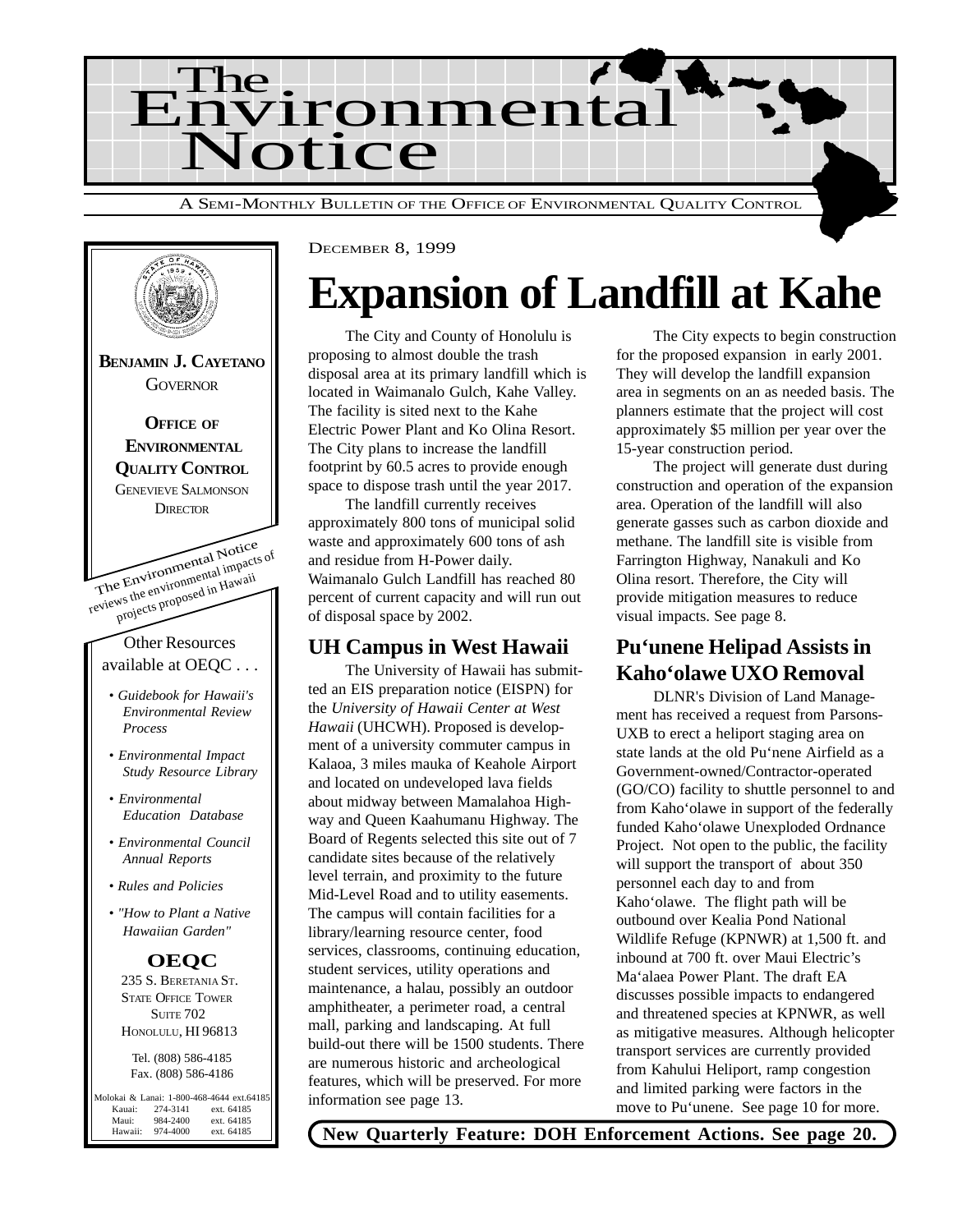# The Environmental Notice

A SEMI-MONTHLY BULLETIN OF THE OFFICE OF ENVIRONMENTAL QUALITY CONTROL

**BENJAMIN J. CAYETANO**
GOVERNOR

**OFFICE OF ENVIRONMENTAL QUALITY CONTROL**
GENEVIEVE SALMONSON
DIRECTOR

The Environmental Notice reviews the environmental impacts of projects proposed in Hawaii

Other Resources available at OEQC . . .

- *Guidebook for Hawaii's Environmental Review Process*
- *Environmental Impact Study Resource Library*
- *Environmental Education Database*
- *Environmental Council Annual Reports*
- *Rules and Policies*
- *"How to Plant a Native Hawaiian Garden"*

**OEQC**
235 S. BERETANIA ST.
STATE OFFICE TOWER
SUITE 702
HONOLULU, HI 96813

Tel. (808) 586-4185
Fax. (808) 586-4186

Molokai & Lanai: 1-800-468-4644 ext.64185
Kauai: 274-3141 ext. 64185
Maui: 984-2400 ext. 64185
Hawaii: 974-4000 ext. 64185

DECEMBER 8, 1999

# Expansion of Landfill at Kahe

The City and County of Honolulu is proposing to almost double the trash disposal area at its primary landfill which is located in Waimanalo Gulch, Kahe Valley. The facility is sited next to the Kahe Electric Power Plant and Ko Olina Resort. The City plans to increase the landfill footprint by 60.5 acres to provide enough space to dispose trash until the year 2017.

The landfill currently receives approximately 800 tons of municipal solid waste and approximately 600 tons of ash and residue from H-Power daily. Waimanalo Gulch Landfill has reached 80 percent of current capacity and will run out of disposal space by 2002.

The City expects to begin construction for the proposed expansion in early 2001. They will develop the landfill expansion area in segments on an as needed basis. The planners estimate that the project will cost approximately $5 million per year over the 15-year construction period.

The project will generate dust during construction and operation of the expansion area. Operation of the landfill will also generate gasses such as carbon dioxide and methane. The landfill site is visible from Farrington Highway, Nanakuli and Ko Olina resort. Therefore, the City will provide mitigation measures to reduce visual impacts. See page 8.

## UH Campus in West Hawaii

The University of Hawaii has submitted an EIS preparation notice (EISPN) for the *University of Hawaii Center at West Hawaii* (UHCWH). Proposed is development of a university commuter campus in Kalaoa, 3 miles mauka of Keahole Airport and located on undeveloped lava fields about midway between Mamalahoa Highway and Queen Kaahumanu Highway. The Board of Regents selected this site out of 7 candidate sites because of the relatively level terrain, and proximity to the future Mid-Level Road and to utility easements. The campus will contain facilities for a library/learning resource center, food services, classrooms, continuing education, student services, utility operations and maintenance, a halau, possibly an outdoor amphitheater, a perimeter road, a central mall, parking and landscaping. At full build-out there will be 1500 students. There are numerous historic and archeological features, which will be preserved. For more information see page 13.

## Pu‘unene Helipad Assists in Kaho‘olawe UXO Removal

DLNR's Division of Land Management has received a request from Parsons-UXB to erect a heliport staging area on state lands at the old Pu‘nene Airfield as a Government-owned/Contractor-operated (GO/CO) facility to shuttle personnel to and from Kaho‘olawe in support of the federally funded Kaho‘olawe Unexploded Ordnance Project. Not open to the public, the facility will support the transport of about 350 personnel each day to and from Kaho‘olawe. The flight path will be outbound over Kealia Pond National Wildlife Refuge (KPNWR) at 1,500 ft. and inbound at 700 ft. over Maui Electric’s Ma‘alaea Power Plant. The draft EA discusses possible impacts to endangered and threatened species at KPNWR, as well as mitigative measures. Although helicopter transport services are currently provided from Kahului Heliport, ramp congestion and limited parking were factors in the move to Pu‘unene. See page 10 for more.

**New Quarterly Feature: DOH Enforcement Actions. See page 20.**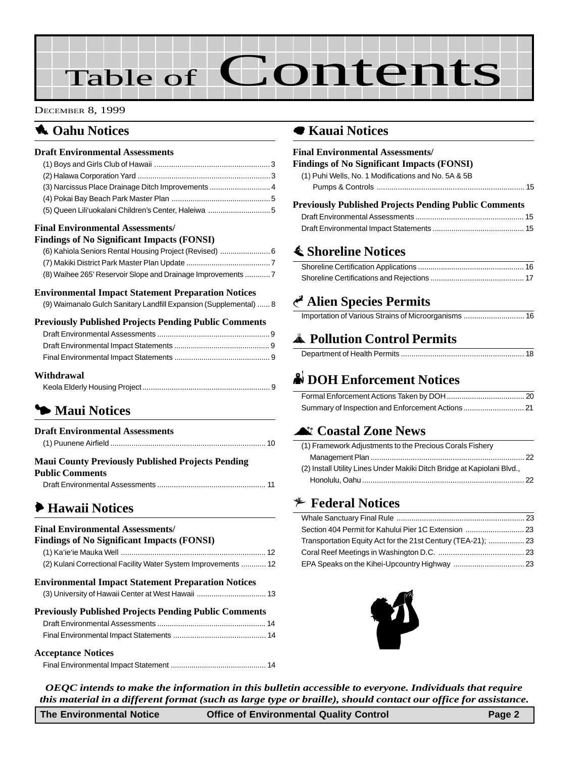# Table of Contents

DECEMBER 8, 1999

## Oahu Notices

### Draft Environmental Assessments

- (1) Boys and Girls Club of Hawaii ........ 3
- (2) Halawa Corporation Yard ........ 3
- (3) Narcissus Place Drainage Ditch Improvements ........ 4
- (4) Pokai Bay Beach Park Master Plan ........ 5
- (5) Queen Lili'uokalani Children's Center, Haleiwa ........ 5

### Final Environmental Assessments/ Findings of No Significant Impacts (FONSI)

- (6) Kahiola Seniors Rental Housing Project (Revised) ........ 6
- (7) Makiki District Park Master Plan Update ........ 7
- (8) Waihee 265' Reservoir Slope and Drainage Improvements ........ 7

### Environmental Impact Statement Preparation Notices

- (9) Waimanalo Gulch Sanitary Landfill Expansion (Supplemental) ...... 8

### Previously Published Projects Pending Public Comments

- Draft Environmental Assessments ........ 9
- Draft Environmental Impact Statements ........ 9
- Final Environmental Impact Statements ........ 9

### Withdrawal

- Keola Elderly Housing Project ........ 9

## Maui Notices

### Draft Environmental Assessments

- (1) Puunene Airfield ........ 10

### Maui County Previously Published Projects Pending Public Comments

- Draft Environmental Assessments ........ 11

## Hawaii Notices

### Final Environmental Assessments/ Findings of No Significant Impacts (FONSI)

- (1) Ka'ie'ie Mauka Well ........ 12
- (2) Kulani Correctional Facility Water System Improvements ........ 12

### Environmental Impact Statement Preparation Notices

- (3) University of Hawaii Center at West Hawaii ........ 13

### Previously Published Projects Pending Public Comments

- Draft Environmental Assessments ........ 14
- Final Environmental Impact Statements ........ 14

### Acceptance Notices

- Final Environmental Impact Statement ........ 14

## Kauai Notices

### Final Environmental Assessments/ Findings of No Significant Impacts (FONSI)

- (1) Puhi Wells, No. 1 Modifications and No. 5A & 5B Pumps & Controls ........ 15

### Previously Published Projects Pending Public Comments

- Draft Environmental Assessments ........ 15
- Draft Environmental Impact Statements ........ 15

## Shoreline Notices

- Shoreline Certification Applications ........ 16
- Shoreline Certifications and Rejections ........ 17

## Alien Species Permits

- Importation of Various Strains of Microorganisms ........ 16

## Pollution Control Permits

- Department of Health Permits ........ 18

## DOH Enforcement Notices

- Formal Enforcement Actions Taken by DOH ........ 20
- Summary of Inspection and Enforcement Actions ........ 21

## Coastal Zone News

- (1) Framework Adjustments to the Precious Corals Fishery Management Plan ........ 22
- (2) Install Utility Lines Under Makiki Ditch Bridge at Kapiolani Blvd., Honolulu, Oahu ........ 22

## Federal Notices

- Whale Sanctuary Final Rule ........ 23
- Section 404 Permit for Kahului Pier 1C Extension ........ 23
- Transportation Equity Act for the 21st Century (TEA-21); ........ 23
- Coral Reef Meetings in Washington D.C. ........ 23
- EPA Speaks on the Kihei-Upcountry Highway ........ 23

*OEQC intends to make the information in this bulletin accessible to everyone. Individuals that require this material in a different format (such as large type or braille), should contact our office for assistance.*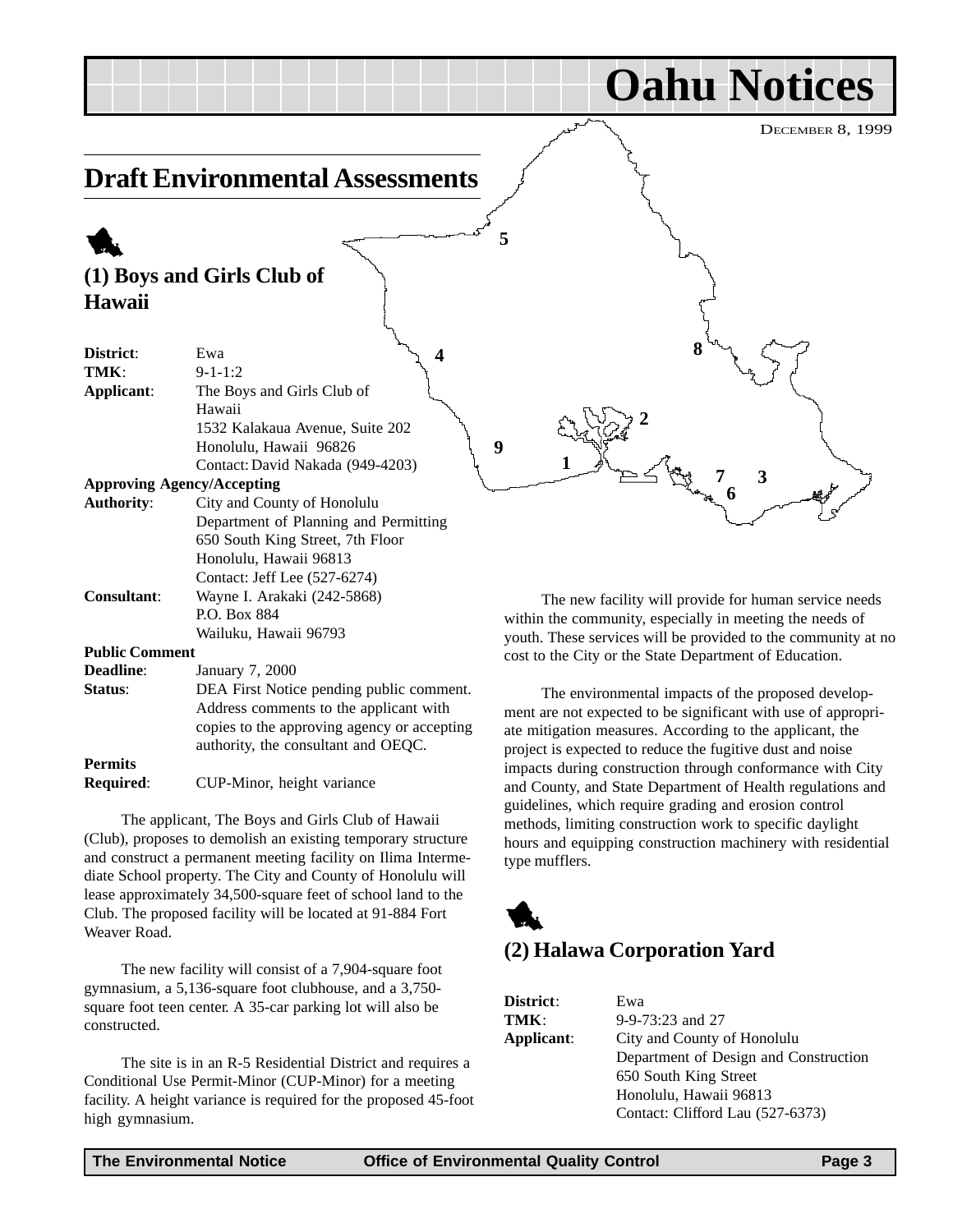# Oahu Notices

DECEMBER 8, 1999

## Draft Environmental Assessments

5

4

8

2

9

1

7

3

6

### (1) Boys and Girls Club of Hawaii

**District**: Ewa
**TMK**: 9-1-1:2
**Applicant**: The Boys and Girls Club of Hawaii
1532 Kalakaua Avenue, Suite 202
Honolulu, Hawaii 96826
Contact: David Nakada (949-4203)

**Approving Agency/Accepting Authority**: City and County of Honolulu
Department of Planning and Permitting
650 South King Street, 7th Floor
Honolulu, Hawaii 96813
Contact: Jeff Lee (527-6274)

**Consultant**: Wayne I. Arakaki (242-5868)
P.O. Box 884
Wailuku, Hawaii 96793

**Public Comment Deadline**: January 7, 2000

**Status**: DEA First Notice pending public comment. Address comments to the applicant with copies to the approving agency or accepting authority, the consultant and OEQC.

**Permits Required**: CUP-Minor, height variance

The applicant, The Boys and Girls Club of Hawaii (Club), proposes to demolish an existing temporary structure and construct a permanent meeting facility on Ilima Intermediate School property. The City and County of Honolulu will lease approximately 34,500-square feet of school land to the Club. The proposed facility will be located at 91-884 Fort Weaver Road.

The new facility will consist of a 7,904-square foot gymnasium, a 5,136-square foot clubhouse, and a 3,750-square foot teen center. A 35-car parking lot will also be constructed.

The site is in an R-5 Residential District and requires a Conditional Use Permit-Minor (CUP-Minor) for a meeting facility. A height variance is required for the proposed 45-foot high gymnasium.

The new facility will provide for human service needs within the community, especially in meeting the needs of youth. These services will be provided to the community at no cost to the City or the State Department of Education.

The environmental impacts of the proposed development are not expected to be significant with use of appropriate mitigation measures. According to the applicant, the project is expected to reduce the fugitive dust and noise impacts during construction through conformance with City and County, and State Department of Health regulations and guidelines, which require grading and erosion control methods, limiting construction work to specific daylight hours and equipping construction machinery with residential type mufflers.

### (2) Halawa Corporation Yard

**District**: Ewa
**TMK**: 9-9-73:23 and 27
**Applicant**: City and County of Honolulu
Department of Design and Construction
650 South King Street
Honolulu, Hawaii 96813
Contact: Clifford Lau (527-6373)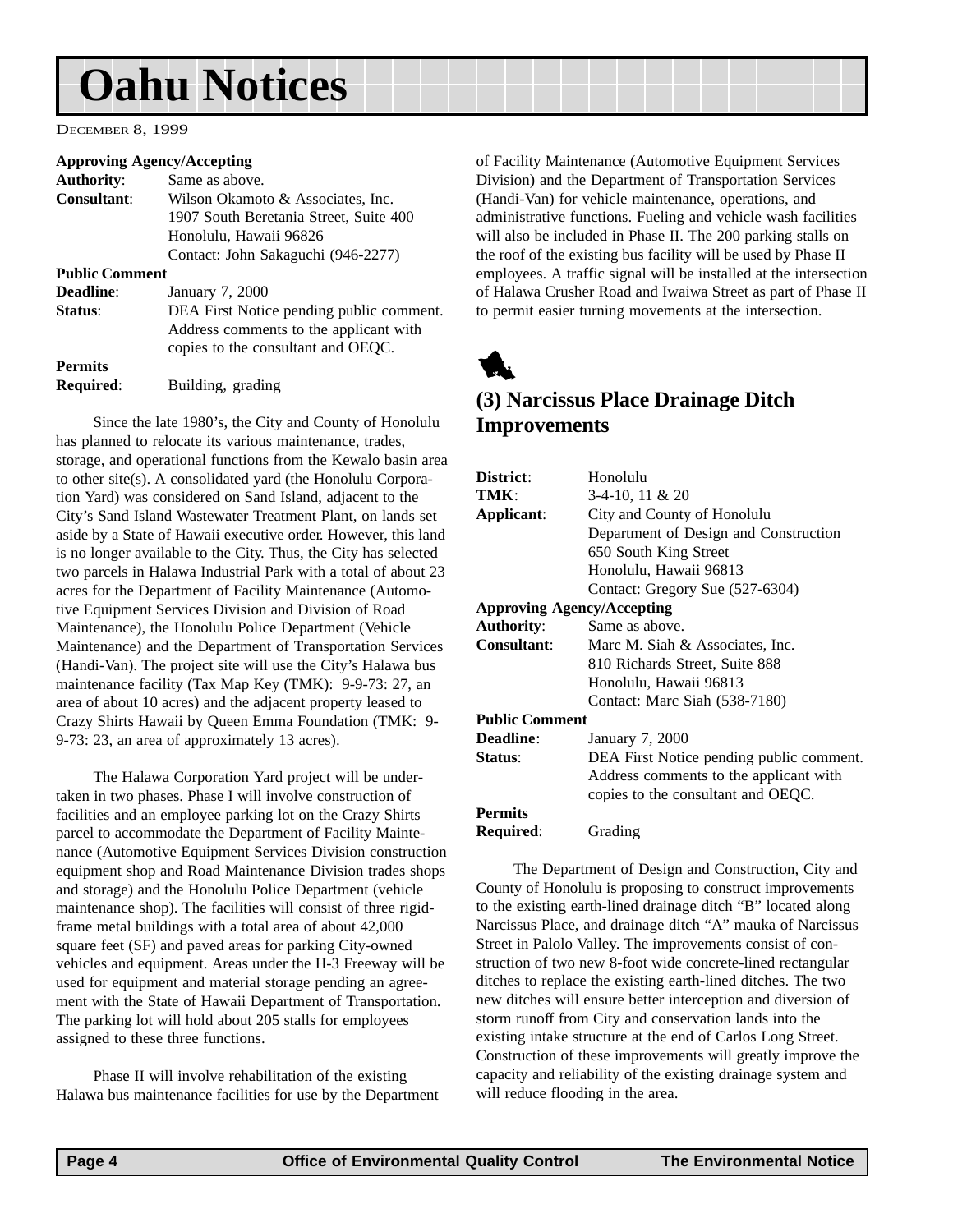**Approving Agency/Accepting**

| | |
|---|---|
| **Authority**: | Same as above. |
| **Consultant**: | Wilson Okamoto & Associates, Inc. 1907 South Beretania Street, Suite 400 Honolulu, Hawaii 96826 Contact: John Sakaguchi (946-2277) |

**Public Comment**

| | |
|---|---|
| **Deadline**: | January 7, 2000 |
| **Status**: | DEA First Notice pending public comment. Address comments to the applicant with copies to the consultant and OEQC. |

**Permits**

| | |
|---|---|
| **Required**: | Building, grading |

Since the late 1980's, the City and County of Honolulu has planned to relocate its various maintenance, trades, storage, and operational functions from the Kewalo basin area to other site(s). A consolidated yard (the Honolulu Corporation Yard) was considered on Sand Island, adjacent to the City's Sand Island Wastewater Treatment Plant, on lands set aside by a State of Hawaii executive order. However, this land is no longer available to the City. Thus, the City has selected two parcels in Halawa Industrial Park with a total of about 23 acres for the Department of Facility Maintenance (Automotive Equipment Services Division and Division of Road Maintenance), the Honolulu Police Department (Vehicle Maintenance) and the Department of Transportation Services (Handi-Van). The project site will use the City's Halawa bus maintenance facility (Tax Map Key (TMK): 9-9-73: 27, an area of about 10 acres) and the adjacent property leased to Crazy Shirts Hawaii by Queen Emma Foundation (TMK: 9-9-73: 23, an area of approximately 13 acres).

The Halawa Corporation Yard project will be undertaken in two phases. Phase I will involve construction of facilities and an employee parking lot on the Crazy Shirts parcel to accommodate the Department of Facility Maintenance (Automotive Equipment Services Division construction equipment shop and Road Maintenance Division trades shops and storage) and the Honolulu Police Department (vehicle maintenance shop). The facilities will consist of three rigid-frame metal buildings with a total area of about 42,000 square feet (SF) and paved areas for parking City-owned vehicles and equipment. Areas under the H-3 Freeway will be used for equipment and material storage pending an agreement with the State of Hawaii Department of Transportation. The parking lot will hold about 205 stalls for employees assigned to these three functions.

Phase II will involve rehabilitation of the existing Halawa bus maintenance facilities for use by the Department of Facility Maintenance (Automotive Equipment Services Division) and the Department of Transportation Services (Handi-Van) for vehicle maintenance, operations, and administrative functions. Fueling and vehicle wash facilities will also be included in Phase II. The 200 parking stalls on the roof of the existing bus facility will be used by Phase II employees. A traffic signal will be installed at the intersection of Halawa Crusher Road and Iwaiwa Street as part of Phase II to permit easier turning movements at the intersection.

## (3) Narcissus Place Drainage Ditch Improvements

| | |
|---|---|
| **District**: | Honolulu |
| **TMK**: | 3-4-10, 11 & 20 |
| **Applicant**: | City and County of Honolulu Department of Design and Construction 650 South King Street Honolulu, Hawaii 96813 Contact: Gregory Sue (527-6304) |

**Approving Agency/Accepting**

| | |
|---|---|
| **Authority**: | Same as above. |
| **Consultant**: | Marc M. Siah & Associates, Inc. 810 Richards Street, Suite 888 Honolulu, Hawaii 96813 Contact: Marc Siah (538-7180) |

**Public Comment**

| | |
|---|---|
| **Deadline**: | January 7, 2000 |
| **Status**: | DEA First Notice pending public comment. Address comments to the applicant with copies to the consultant and OEQC. |

**Permits**

| | |
|---|---|
| **Required**: | Grading |

The Department of Design and Construction, City and County of Honolulu is proposing to construct improvements to the existing earth-lined drainage ditch "B" located along Narcissus Place, and drainage ditch "A" mauka of Narcissus Street in Palolo Valley. The improvements consist of construction of two new 8-foot wide concrete-lined rectangular ditches to replace the existing earth-lined ditches. The two new ditches will ensure better interception and diversion of storm runoff from City and conservation lands into the existing intake structure at the end of Carlos Long Street. Construction of these improvements will greatly improve the capacity and reliability of the existing drainage system and will reduce flooding in the area.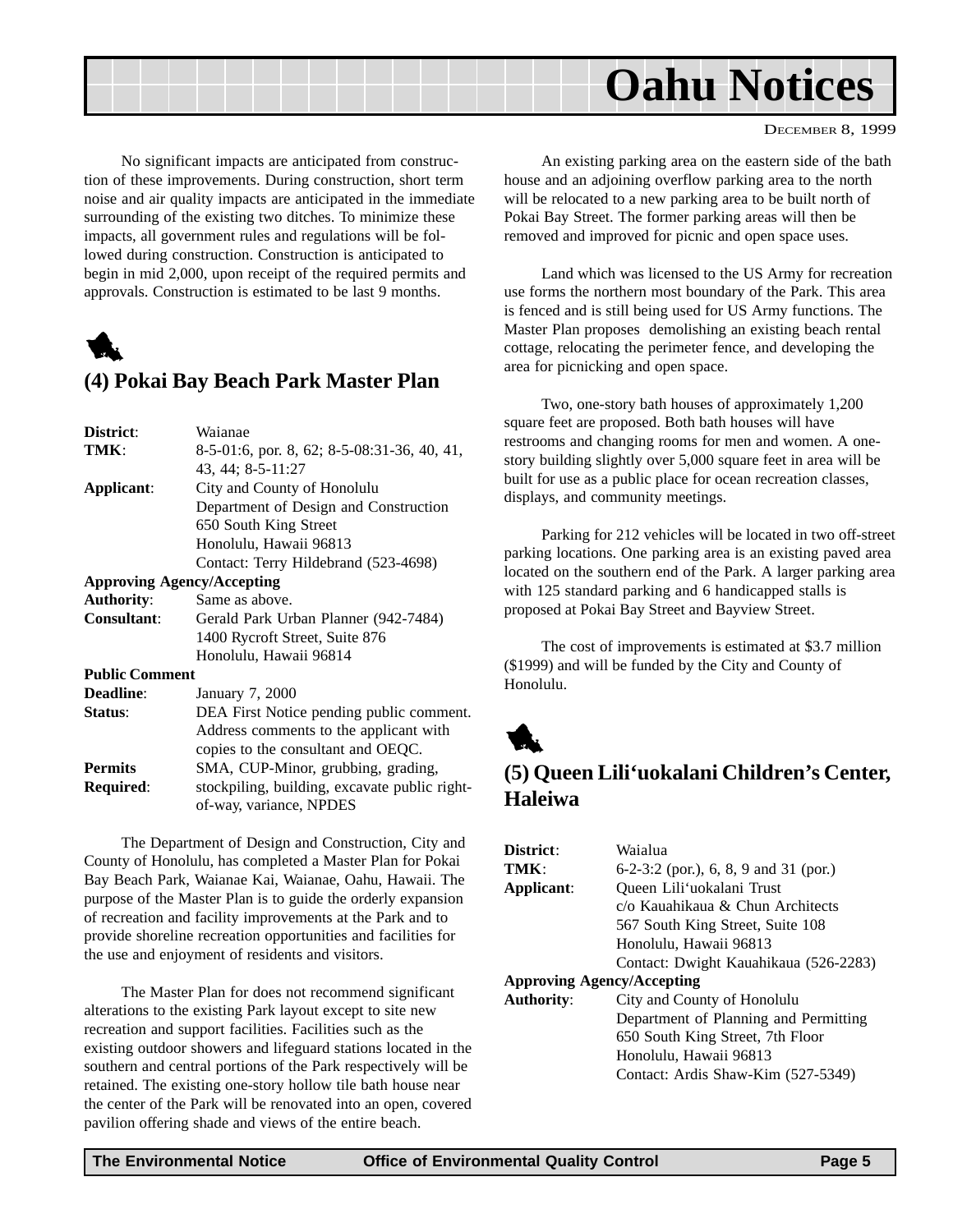No significant impacts are anticipated from construction of these improvements. During construction, short term noise and air quality impacts are anticipated in the immediate surrounding of the existing two ditches. To minimize these impacts, all government rules and regulations will be followed during construction. Construction is anticipated to begin in mid 2,000, upon receipt of the required permits and approvals. Construction is estimated to be last 9 months.

## (4) Pokai Bay Beach Park Master Plan

**District**: Waianae
**TMK**: 8-5-01:6, por. 8, 62; 8-5-08:31-36, 40, 41, 43, 44; 8-5-11:27
**Applicant**: City and County of Honolulu
Department of Design and Construction
650 South King Street
Honolulu, Hawaii 96813
Contact: Terry Hildebrand (523-4698)
**Approving Agency/Accepting Authority**: Same as above.
**Consultant**: Gerald Park Urban Planner (942-7484)
1400 Rycroft Street, Suite 876
Honolulu, Hawaii 96814
**Public Comment Deadline**: January 7, 2000
**Status**: DEA First Notice pending public comment. Address comments to the applicant with copies to the consultant and OEQC.
**Permits Required**: SMA, CUP-Minor, grubbing, grading, stockpiling, building, excavate public right-of-way, variance, NPDES

The Department of Design and Construction, City and County of Honolulu, has completed a Master Plan for Pokai Bay Beach Park, Waianae Kai, Waianae, Oahu, Hawaii. The purpose of the Master Plan is to guide the orderly expansion of recreation and facility improvements at the Park and to provide shoreline recreation opportunities and facilities for the use and enjoyment of residents and visitors.

The Master Plan for does not recommend significant alterations to the existing Park layout except to site new recreation and support facilities. Facilities such as the existing outdoor showers and lifeguard stations located in the southern and central portions of the Park respectively will be retained. The existing one-story hollow tile bath house near the center of the Park will be renovated into an open, covered pavilion offering shade and views of the entire beach.

An existing parking area on the eastern side of the bath house and an adjoining overflow parking area to the north will be relocated to a new parking area to be built north of Pokai Bay Street. The former parking areas will then be removed and improved for picnic and open space uses.

Land which was licensed to the US Army for recreation use forms the northern most boundary of the Park. This area is fenced and is still being used for US Army functions. The Master Plan proposes demolishing an existing beach rental cottage, relocating the perimeter fence, and developing the area for picnicking and open space.

Two, one-story bath houses of approximately 1,200 square feet are proposed. Both bath houses will have restrooms and changing rooms for men and women. A one-story building slightly over 5,000 square feet in area will be built for use as a public place for ocean recreation classes, displays, and community meetings.

Parking for 212 vehicles will be located in two off-street parking locations. One parking area is an existing paved area located on the southern end of the Park. A larger parking area with 125 standard parking and 6 handicapped stalls is proposed at Pokai Bay Street and Bayview Street.

The cost of improvements is estimated at $3.7 million ($1999) and will be funded by the City and County of Honolulu.

## (5) Queen Lili‘uokalani Children’s Center, Haleiwa

**District**: Waialua
**TMK**: 6-2-3:2 (por.), 6, 8, 9 and 31 (por.)
**Applicant**: Queen Lili‘uokalani Trust
c/o Kauahikaua & Chun Architects
567 South King Street, Suite 108
Honolulu, Hawaii 96813
Contact: Dwight Kauahikaua (526-2283)
**Approving Agency/Accepting Authority**: City and County of Honolulu
Department of Planning and Permitting
650 South King Street, 7th Floor
Honolulu, Hawaii 96813
Contact: Ardis Shaw-Kim (527-5349)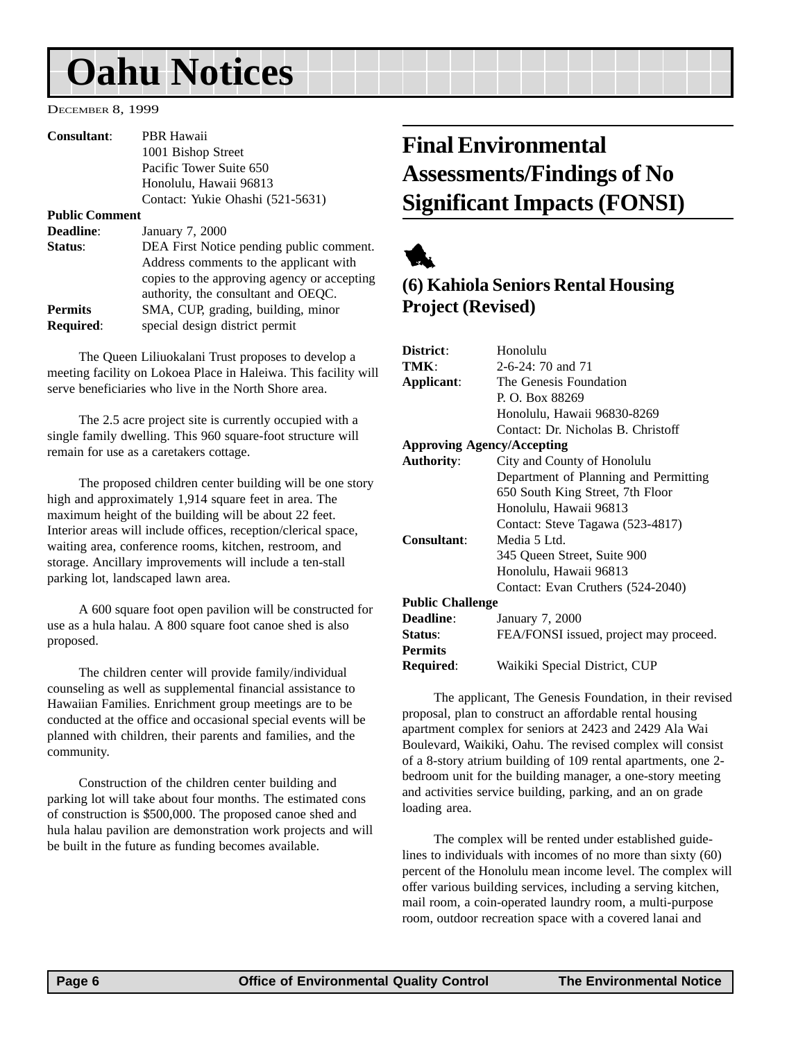| | |
|---|---|
| **Consultant**: | PBR Hawaii<br>1001 Bishop Street<br>Pacific Tower Suite 650<br>Honolulu, Hawaii 96813<br>Contact: Yukie Ohashi (521-5631) |
| **Public Comment Deadline**: | January 7, 2000 |
| **Status**: | DEA First Notice pending public comment. Address comments to the applicant with copies to the approving agency or accepting authority, the consultant and OEQC. |
| **Permits Required**: | SMA, CUP, grading, building, minor special design district permit |

The Queen Liliuokalani Trust proposes to develop a meeting facility on Lokoea Place in Haleiwa. This facility will serve beneficiaries who live in the North Shore area.

The 2.5 acre project site is currently occupied with a single family dwelling. This 960 square-foot structure will remain for use as a caretakers cottage.

The proposed children center building will be one story high and approximately 1,914 square feet in area. The maximum height of the building will be about 22 feet. Interior areas will include offices, reception/clerical space, waiting area, conference rooms, kitchen, restroom, and storage. Ancillary improvements will include a ten-stall parking lot, landscaped lawn area.

A 600 square foot open pavilion will be constructed for use as a hula halau. A 800 square foot canoe shed is also proposed.

The children center will provide family/individual counseling as well as supplemental financial assistance to Hawaiian Families. Enrichment group meetings are to be conducted at the office and occasional special events will be planned with children, their parents and families, and the community.

Construction of the children center building and parking lot will take about four months. The estimated cons of construction is $500,000. The proposed canoe shed and hula halau pavilion are demonstration work projects and will be built in the future as funding becomes available.

# Final Environmental Assessments/Findings of No Significant Impacts (FONSI)

### (6) Kahiola Seniors Rental Housing Project (Revised)

| | |
|---|---|
| **District**: | Honolulu |
| **TMK**: | 2-6-24: 70 and 71 |
| **Applicant**: | The Genesis Foundation<br>P. O. Box 88269<br>Honolulu, Hawaii 96830-8269<br>Contact: Dr. Nicholas B. Christoff |
| **Approving Agency/Accepting Authority**: | City and County of Honolulu<br>Department of Planning and Permitting<br>650 South King Street, 7th Floor<br>Honolulu, Hawaii 96813<br>Contact: Steve Tagawa (523-4817) |
| **Consultant**: | Media 5 Ltd.<br>345 Queen Street, Suite 900<br>Honolulu, Hawaii 96813<br>Contact: Evan Cruthers (524-2040) |
| **Public Challenge Deadline**: | January 7, 2000 |
| **Status**: | FEA/FONSI issued, project may proceed. |
| **Permits Required**: | Waikiki Special District, CUP |

The applicant, The Genesis Foundation, in their revised proposal, plan to construct an affordable rental housing apartment complex for seniors at 2423 and 2429 Ala Wai Boulevard, Waikiki, Oahu. The revised complex will consist of a 8-story atrium building of 109 rental apartments, one 2-bedroom unit for the building manager, a one-story meeting and activities service building, parking, and an on grade loading area.

The complex will be rented under established guidelines to individuals with incomes of no more than sixty (60) percent of the Honolulu mean income level. The complex will offer various building services, including a serving kitchen, mail room, a coin-operated laundry room, a multi-purpose room, outdoor recreation space with a covered lanai and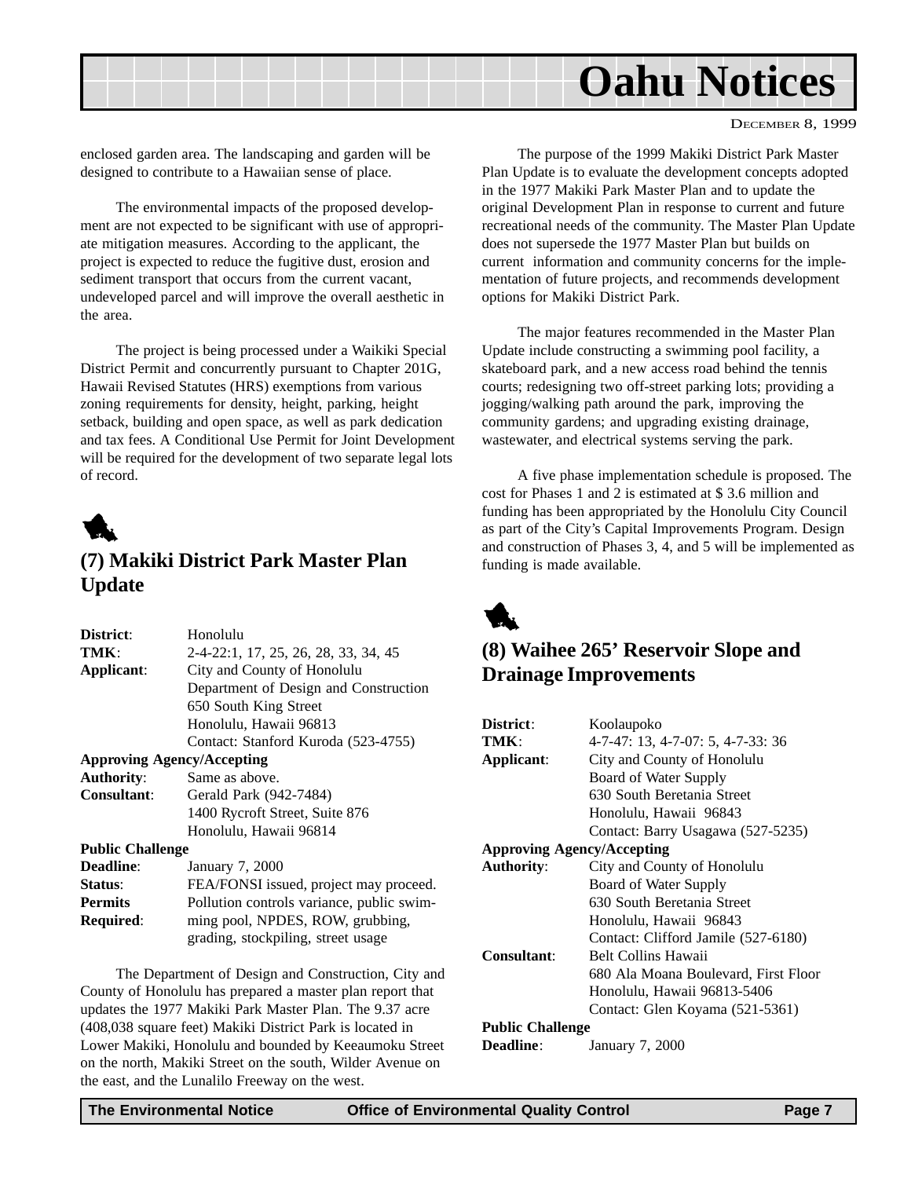enclosed garden area. The landscaping and garden will be designed to contribute to a Hawaiian sense of place.

The environmental impacts of the proposed development are not expected to be significant with use of appropriate mitigation measures. According to the applicant, the project is expected to reduce the fugitive dust, erosion and sediment transport that occurs from the current vacant, undeveloped parcel and will improve the overall aesthetic in the area.

The project is being processed under a Waikiki Special District Permit and concurrently pursuant to Chapter 201G, Hawaii Revised Statutes (HRS) exemptions from various zoning requirements for density, height, parking, height setback, building and open space, as well as park dedication and tax fees. A Conditional Use Permit for Joint Development will be required for the development of two separate legal lots of record.

## (7) Makiki District Park Master Plan Update

**District**: Honolulu
**TMK**: 2-4-22:1, 17, 25, 26, 28, 33, 34, 45
**Applicant**: City and County of Honolulu
Department of Design and Construction
650 South King Street
Honolulu, Hawaii 96813
Contact: Stanford Kuroda (523-4755)
**Approving Agency/Accepting Authority**: Same as above.
**Consultant**: Gerald Park (942-7484)
1400 Rycroft Street, Suite 876
Honolulu, Hawaii 96814
**Public Challenge Deadline**: January 7, 2000
**Status**: FEA/FONSI issued, project may proceed.
**Permits Required**: Pollution controls variance, public swimming pool, NPDES, ROW, grubbing, grading, stockpiling, street usage

The Department of Design and Construction, City and County of Honolulu has prepared a master plan report that updates the 1977 Makiki Park Master Plan. The 9.37 acre (408,038 square feet) Makiki District Park is located in Lower Makiki, Honolulu and bounded by Keeaumoku Street on the north, Makiki Street on the south, Wilder Avenue on the east, and the Lunalilo Freeway on the west.

The purpose of the 1999 Makiki District Park Master Plan Update is to evaluate the development concepts adopted in the 1977 Makiki Park Master Plan and to update the original Development Plan in response to current and future recreational needs of the community. The Master Plan Update does not supersede the 1977 Master Plan but builds on current information and community concerns for the implementation of future projects, and recommends development options for Makiki District Park.

The major features recommended in the Master Plan Update include constructing a swimming pool facility, a skateboard park, and a new access road behind the tennis courts; redesigning two off-street parking lots; providing a jogging/walking path around the park, improving the community gardens; and upgrading existing drainage, wastewater, and electrical systems serving the park.

A five phase implementation schedule is proposed. The cost for Phases 1 and 2 is estimated at $ 3.6 million and funding has been appropriated by the Honolulu City Council as part of the City's Capital Improvements Program. Design and construction of Phases 3, 4, and 5 will be implemented as funding is made available.

## (8) Waihee 265' Reservoir Slope and Drainage Improvements

**District**: Koolaupoko
**TMK**: 4-7-47: 13, 4-7-07: 5, 4-7-33: 36
**Applicant**: City and County of Honolulu
Board of Water Supply
630 South Beretania Street
Honolulu, Hawaii 96843
Contact: Barry Usagawa (527-5235)
**Approving Agency/Accepting Authority**: City and County of Honolulu
Board of Water Supply
630 South Beretania Street
Honolulu, Hawaii 96843
Contact: Clifford Jamile (527-6180)
**Consultant**: Belt Collins Hawaii
680 Ala Moana Boulevard, First Floor
Honolulu, Hawaii 96813-5406
Contact: Glen Koyama (521-5361)
**Public Challenge Deadline**: January 7, 2000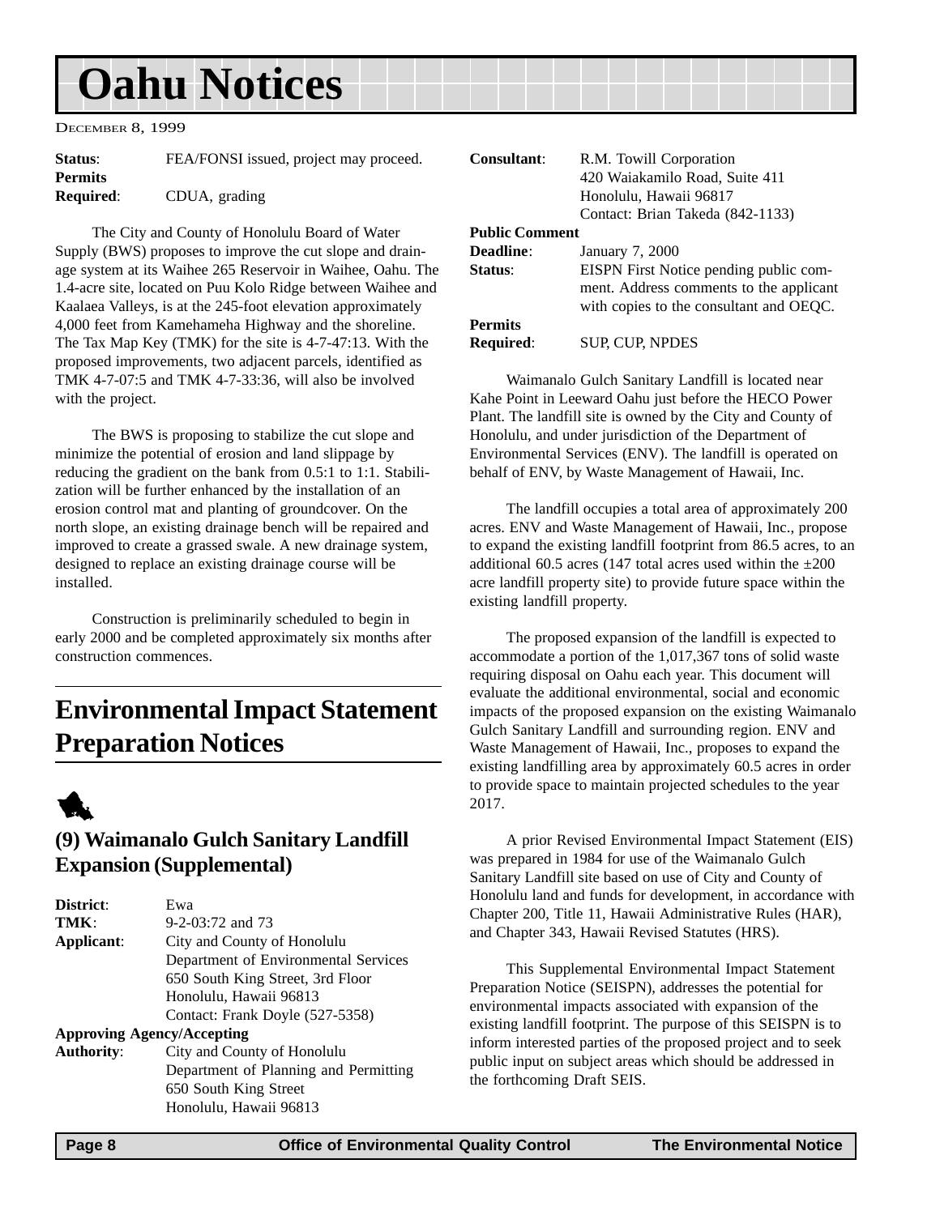# Oahu Notices

DECEMBER 8, 1999

**Status**: FEA/FONSI issued, project may proceed.
**Permits Required**: CDUA, grading

The City and County of Honolulu Board of Water Supply (BWS) proposes to improve the cut slope and drainage system at its Waihee 265 Reservoir in Waihee, Oahu. The 1.4-acre site, located on Puu Kolo Ridge between Waihee and Kaalaea Valleys, is at the 245-foot elevation approximately 4,000 feet from Kamehameha Highway and the shoreline. The Tax Map Key (TMK) for the site is 4-7-47:13. With the proposed improvements, two adjacent parcels, identified as TMK 4-7-07:5 and TMK 4-7-33:36, will also be involved with the project.

The BWS is proposing to stabilize the cut slope and minimize the potential of erosion and land slippage by reducing the gradient on the bank from 0.5:1 to 1:1. Stabilization will be further enhanced by the installation of an erosion control mat and planting of groundcover. On the north slope, an existing drainage bench will be repaired and improved to create a grassed swale. A new drainage system, designed to replace an existing drainage course will be installed.

Construction is preliminarily scheduled to begin in early 2000 and be completed approximately six months after construction commences.

## Environmental Impact Statement Preparation Notices

### (9) Waimanalo Gulch Sanitary Landfill Expansion (Supplemental)

**District**: Ewa
**TMK**: 9-2-03:72 and 73
**Applicant**: City and County of Honolulu
Department of Environmental Services
650 South King Street, 3rd Floor
Honolulu, Hawaii 96813
Contact: Frank Doyle (527-5358)

**Approving Agency/Accepting Authority**: City and County of Honolulu
Department of Planning and Permitting
650 South King Street
Honolulu, Hawaii 96813

**Consultant**: R.M. Towill Corporation
420 Waiakamilo Road, Suite 411
Honolulu, Hawaii 96817
Contact: Brian Takeda (842-1133)

**Public Comment Deadline**: January 7, 2000
**Status**: EISPN First Notice pending public comment. Address comments to the applicant with copies to the consultant and OEQC.
**Permits Required**: SUP, CUP, NPDES

Waimanalo Gulch Sanitary Landfill is located near Kahe Point in Leeward Oahu just before the HECO Power Plant. The landfill site is owned by the City and County of Honolulu, and under jurisdiction of the Department of Environmental Services (ENV). The landfill is operated on behalf of ENV, by Waste Management of Hawaii, Inc.

The landfill occupies a total area of approximately 200 acres. ENV and Waste Management of Hawaii, Inc., propose to expand the existing landfill footprint from 86.5 acres, to an additional 60.5 acres (147 total acres used within the ±200 acre landfill property site) to provide future space within the existing landfill property.

The proposed expansion of the landfill is expected to accommodate a portion of the 1,017,367 tons of solid waste requiring disposal on Oahu each year. This document will evaluate the additional environmental, social and economic impacts of the proposed expansion on the existing Waimanalo Gulch Sanitary Landfill and surrounding region. ENV and Waste Management of Hawaii, Inc., proposes to expand the existing landfilling area by approximately 60.5 acres in order to provide space to maintain projected schedules to the year 2017.

A prior Revised Environmental Impact Statement (EIS) was prepared in 1984 for use of the Waimanalo Gulch Sanitary Landfill site based on use of City and County of Honolulu land and funds for development, in accordance with Chapter 200, Title 11, Hawaii Administrative Rules (HAR), and Chapter 343, Hawaii Revised Statutes (HRS).

This Supplemental Environmental Impact Statement Preparation Notice (SEISPN), addresses the potential for environmental impacts associated with expansion of the existing landfill footprint. The purpose of this SEISPN is to inform interested parties of the proposed project and to seek public input on subject areas which should be addressed in the forthcoming Draft SEIS.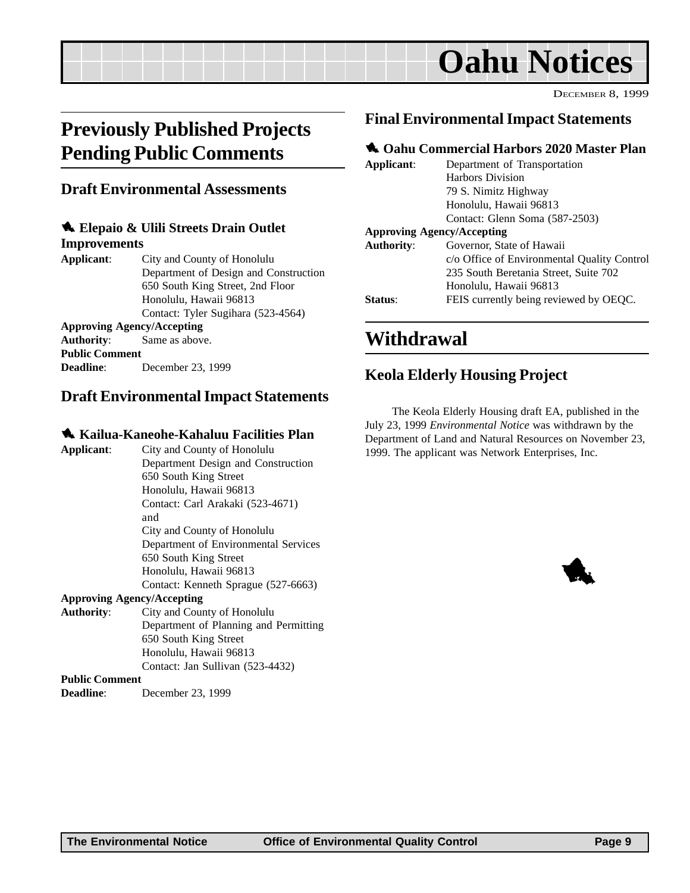# Oahu Notices

December 8, 1999

## Previously Published Projects Pending Public Comments

### Draft Environmental Assessments

#### Elepaio & Ulili Streets Drain Outlet Improvements

**Applicant**: City and County of Honolulu
Department of Design and Construction
650 South King Street, 2nd Floor
Honolulu, Hawaii 96813
Contact: Tyler Sugihara (523-4564)

**Approving Agency/Accepting Authority**: Same as above.

**Public Comment Deadline**: December 23, 1999

### Draft Environmental Impact Statements

#### Kailua-Kaneohe-Kahaluu Facilities Plan

**Applicant**: City and County of Honolulu
Department Design and Construction
650 South King Street
Honolulu, Hawaii 96813
Contact: Carl Arakaki (523-4671)
and
City and County of Honolulu
Department of Environmental Services
650 South King Street
Honolulu, Hawaii 96813
Contact: Kenneth Sprague (527-6663)

**Approving Agency/Accepting Authority**: City and County of Honolulu
Department of Planning and Permitting
650 South King Street
Honolulu, Hawaii 96813
Contact: Jan Sullivan (523-4432)

**Public Comment Deadline**: December 23, 1999

### Final Environmental Impact Statements

#### Oahu Commercial Harbors 2020 Master Plan

**Applicant**: Department of Transportation
Harbors Division
79 S. Nimitz Highway
Honolulu, Hawaii 96813
Contact: Glenn Soma (587-2503)

**Approving Agency/Accepting Authority**: Governor, State of Hawaii
c/o Office of Environmental Quality Control
235 South Beretania Street, Suite 702
Honolulu, Hawaii 96813

**Status**: FEIS currently being reviewed by OEQC.

## Withdrawal

### Keola Elderly Housing Project

The Keola Elderly Housing draft EA, published in the July 23, 1999 *Environmental Notice* was withdrawn by the Department of Land and Natural Resources on November 23, 1999. The applicant was Network Enterprises, Inc.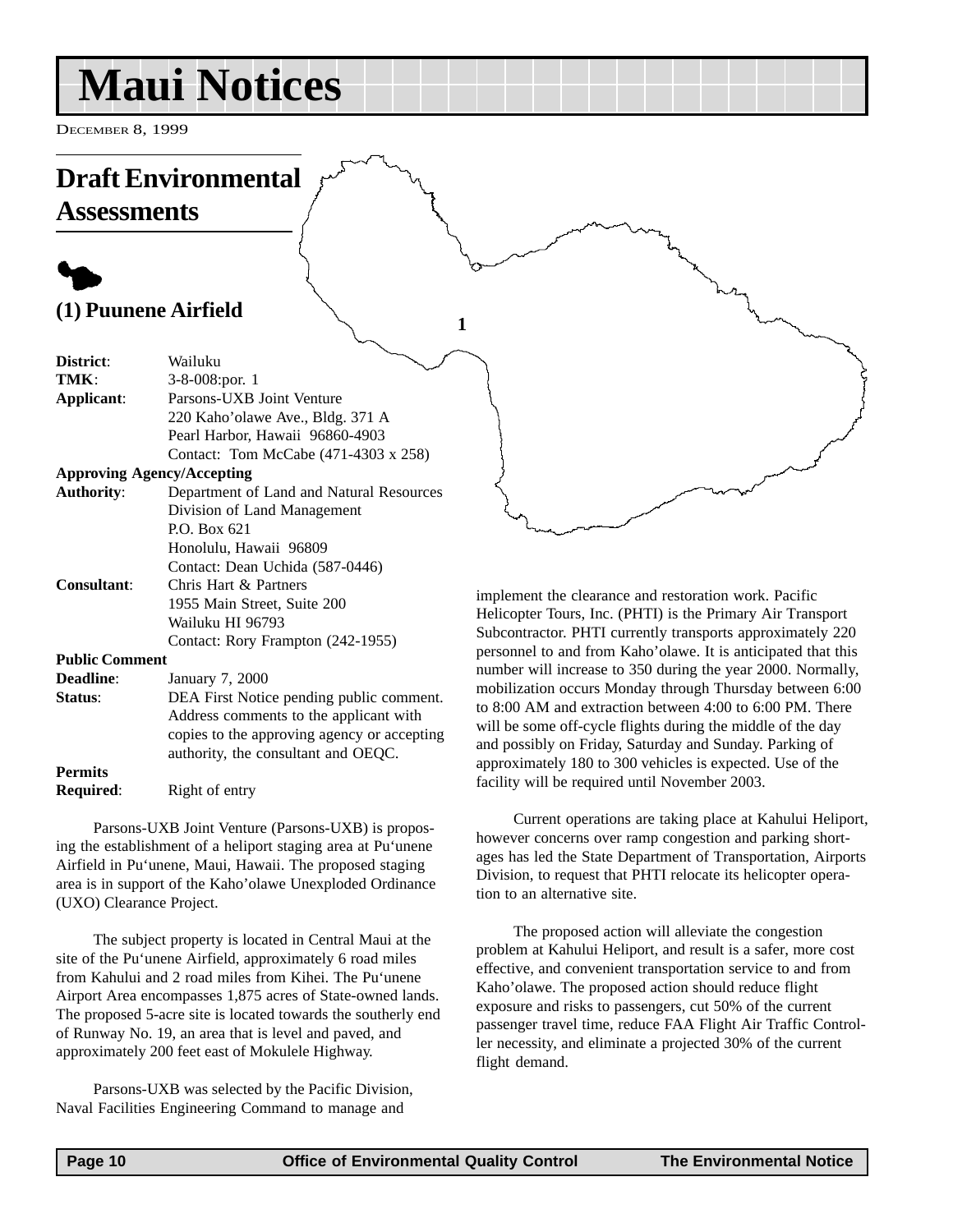# Maui Notices

December 8, 1999

## Draft Environmental Assessments

### (1) Puunene Airfield

1

| | |
|---|---|
| **District**: | Wailuku |
| **TMK**: | 3-8-008:por. 1 |
| **Applicant**: | Parsons-UXB Joint Venture<br>220 Kaho'olawe Ave., Bldg. 371 A<br>Pearl Harbor, Hawaii 96860-4903<br>Contact: Tom McCabe (471-4303 x 258) |
| **Approving Agency/Accepting Authority**: | Department of Land and Natural Resources<br>Division of Land Management<br>P.O. Box 621<br>Honolulu, Hawaii 96809<br>Contact: Dean Uchida (587-0446) |
| **Consultant**: | Chris Hart & Partners<br>1955 Main Street, Suite 200<br>Wailuku HI 96793<br>Contact: Rory Frampton (242-1955) |
| **Public Comment Deadline**: | January 7, 2000 |
| **Status**: | DEA First Notice pending public comment. Address comments to the applicant with copies to the approving agency or accepting authority, the consultant and OEQC. |
| **Permits Required**: | Right of entry |

Parsons-UXB Joint Venture (Parsons-UXB) is proposing the establishment of a heliport staging area at Pu'unene Airfield in Pu'unene, Maui, Hawaii. The proposed staging area is in support of the Kaho'olawe Unexploded Ordinance (UXO) Clearance Project.

The subject property is located in Central Maui at the site of the Pu'unene Airfield, approximately 6 road miles from Kahului and 2 road miles from Kihei. The Pu'unene Airport Area encompasses 1,875 acres of State-owned lands. The proposed 5-acre site is located towards the southerly end of Runway No. 19, an area that is level and paved, and approximately 200 feet east of Mokulele Highway.

Parsons-UXB was selected by the Pacific Division, Naval Facilities Engineering Command to manage and implement the clearance and restoration work. Pacific Helicopter Tours, Inc. (PHTI) is the Primary Air Transport Subcontractor. PHTI currently transports approximately 220 personnel to and from Kaho'olawe. It is anticipated that this number will increase to 350 during the year 2000. Normally, mobilization occurs Monday through Thursday between 6:00 to 8:00 AM and extraction between 4:00 to 6:00 PM. There will be some off-cycle flights during the middle of the day and possibly on Friday, Saturday and Sunday. Parking of approximately 180 to 300 vehicles is expected. Use of the facility will be required until November 2003.

Current operations are taking place at Kahului Heliport, however concerns over ramp congestion and parking shortages has led the State Department of Transportation, Airports Division, to request that PHTI relocate its helicopter operation to an alternative site.

The proposed action will alleviate the congestion problem at Kahului Heliport, and result is a safer, more cost effective, and convenient transportation service to and from Kaho'olawe. The proposed action should reduce flight exposure and risks to passengers, cut 50% of the current passenger travel time, reduce FAA Flight Air Traffic Controller necessity, and eliminate a projected 30% of the current flight demand.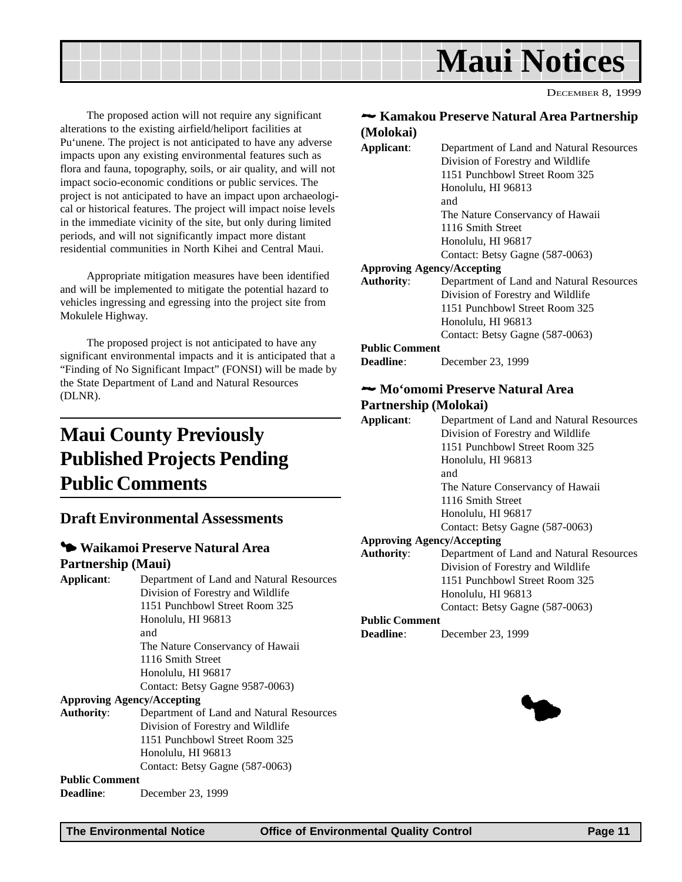# Maui Notices

December 8, 1999

The proposed action will not require any significant alterations to the existing airfield/heliport facilities at Pu'unene. The project is not anticipated to have any adverse impacts upon any existing environmental features such as flora and fauna, topography, soils, or air quality, and will not impact socio-economic conditions or public services. The project is not anticipated to have an impact upon archaeological or historical features. The project will impact noise levels in the immediate vicinity of the site, but only during limited periods, and will not significantly impact more distant residential communities in North Kihei and Central Maui.

Appropriate mitigation measures have been identified and will be implemented to mitigate the potential hazard to vehicles ingressing and egressing into the project site from Mokulele Highway.

The proposed project is not anticipated to have any significant environmental impacts and it is anticipated that a "Finding of No Significant Impact" (FONSI) will be made by the State Department of Land and Natural Resources (DLNR).

## Maui County Previously Published Projects Pending Public Comments

### Draft Environmental Assessments

#### Waikamoi Preserve Natural Area Partnership (Maui)

**Applicant**: Department of Land and Natural Resources
Division of Forestry and Wildlife
1151 Punchbowl Street Room 325
Honolulu, HI 96813
and
The Nature Conservancy of Hawaii
1116 Smith Street
Honolulu, HI 96817
Contact: Betsy Gagne 9587-0063)

**Approving Agency/Accepting Authority**: Department of Land and Natural Resources
Division of Forestry and Wildlife
1151 Punchbowl Street Room 325
Honolulu, HI 96813
Contact: Betsy Gagne (587-0063)

**Public Comment Deadline**: December 23, 1999

#### Kamakou Preserve Natural Area Partnership (Molokai)

**Applicant**: Department of Land and Natural Resources
Division of Forestry and Wildlife
1151 Punchbowl Street Room 325
Honolulu, HI 96813
and
The Nature Conservancy of Hawaii
1116 Smith Street
Honolulu, HI 96817
Contact: Betsy Gagne (587-0063)

**Approving Agency/Accepting Authority**: Department of Land and Natural Resources
Division of Forestry and Wildlife
1151 Punchbowl Street Room 325
Honolulu, HI 96813
Contact: Betsy Gagne (587-0063)

**Public Comment Deadline**: December 23, 1999

#### Mo'omomi Preserve Natural Area Partnership (Molokai)

**Applicant**: Department of Land and Natural Resources
Division of Forestry and Wildlife
1151 Punchbowl Street Room 325
Honolulu, HI 96813
and
The Nature Conservancy of Hawaii
1116 Smith Street
Honolulu, HI 96817
Contact: Betsy Gagne (587-0063)

**Approving Agency/Accepting Authority**: Department of Land and Natural Resources
Division of Forestry and Wildlife
1151 Punchbowl Street Room 325
Honolulu, HI 96813
Contact: Betsy Gagne (587-0063)

**Public Comment Deadline**: December 23, 1999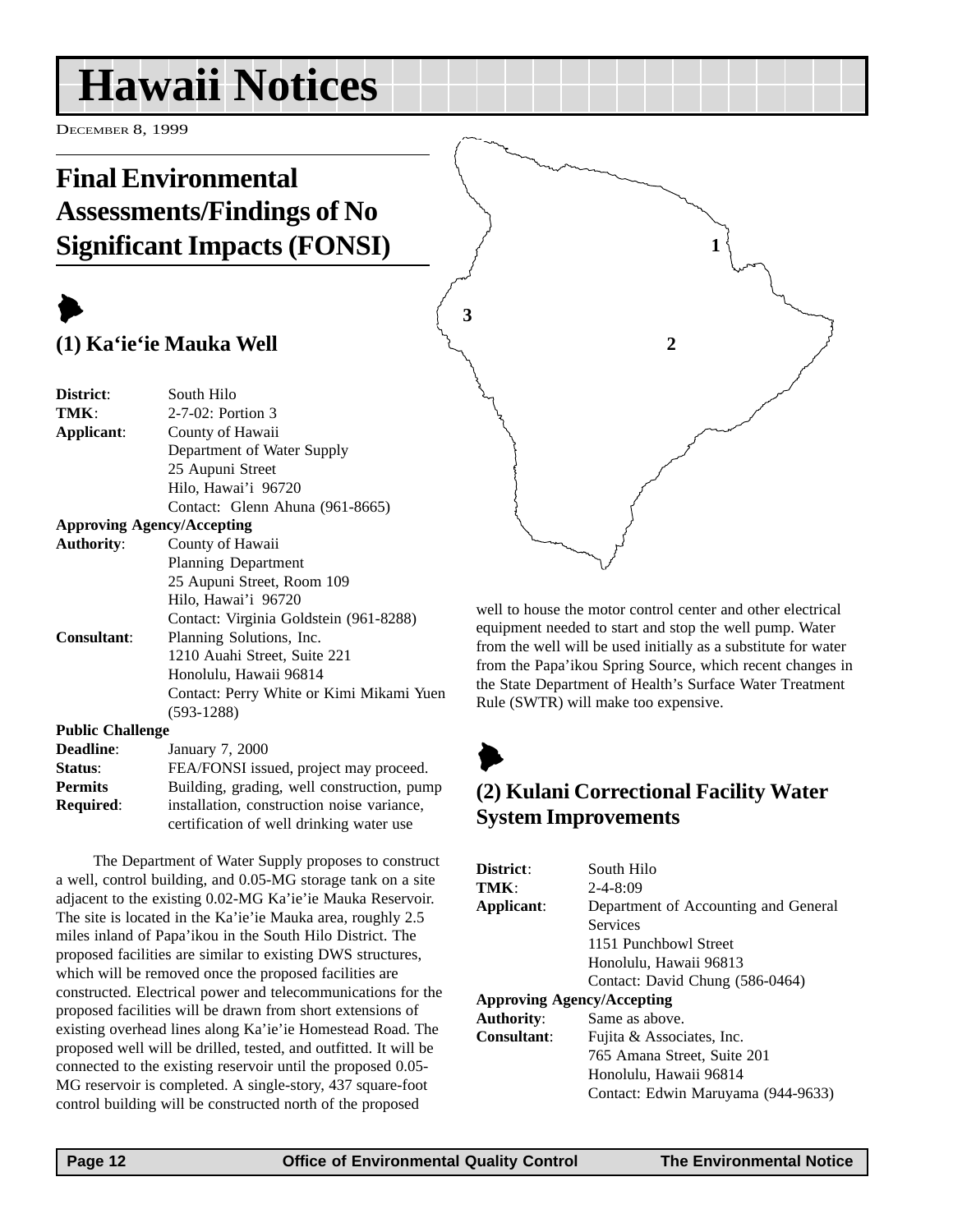# Hawaii Notices

DECEMBER 8, 1999

## Final Environmental Assessments/Findings of No Significant Impacts (FONSI)

1

3

2

### (1) Ka'ie'ie Mauka Well

| | |
|---|---|
| **District**: | South Hilo |
| **TMK**: | 2-7-02: Portion 3 |
| **Applicant**: | County of Hawaii<br>Department of Water Supply<br>25 Aupuni Street<br>Hilo, Hawai'i 96720<br>Contact: Glenn Ahuna (961-8665) |
| **Approving Agency/Accepting Authority**: | County of Hawaii<br>Planning Department<br>25 Aupuni Street, Room 109<br>Hilo, Hawai'i 96720<br>Contact: Virginia Goldstein (961-8288) |
| **Consultant**: | Planning Solutions, Inc.<br>1210 Auahi Street, Suite 221<br>Honolulu, Hawaii 96814<br>Contact: Perry White or Kimi Mikami Yuen (593-1288) |
| **Public Challenge Deadline**: | January 7, 2000 |
| **Status**: | FEA/FONSI issued, project may proceed. |
| **Permits Required**: | Building, grading, well construction, pump installation, construction noise variance, certification of well drinking water use |

The Department of Water Supply proposes to construct a well, control building, and 0.05-MG storage tank on a site adjacent to the existing 0.02-MG Ka'ie'ie Mauka Reservoir. The site is located in the Ka'ie'ie Mauka area, roughly 2.5 miles inland of Papa'ikou in the South Hilo District. The proposed facilities are similar to existing DWS structures, which will be removed once the proposed facilities are constructed. Electrical power and telecommunications for the proposed facilities will be drawn from short extensions of existing overhead lines along Ka'ie'ie Homestead Road. The proposed well will be drilled, tested, and outfitted. It will be connected to the existing reservoir until the proposed 0.05-MG reservoir is completed. A single-story, 437 square-foot control building will be constructed north of the proposed well to house the motor control center and other electrical equipment needed to start and stop the well pump. Water from the well will be used initially as a substitute for water from the Papa'ikou Spring Source, which recent changes in the State Department of Health's Surface Water Treatment Rule (SWTR) will make too expensive.

### (2) Kulani Correctional Facility Water System Improvements

| | |
|---|---|
| **District**: | South Hilo |
| **TMK**: | 2-4-8:09 |
| **Applicant**: | Department of Accounting and General Services<br>1151 Punchbowl Street<br>Honolulu, Hawaii 96813<br>Contact: David Chung (586-0464) |
| **Approving Agency/Accepting Authority**: | Same as above. |
| **Consultant**: | Fujita & Associates, Inc.<br>765 Amana Street, Suite 201<br>Honolulu, Hawaii 96814<br>Contact: Edwin Maruyama (944-9633) |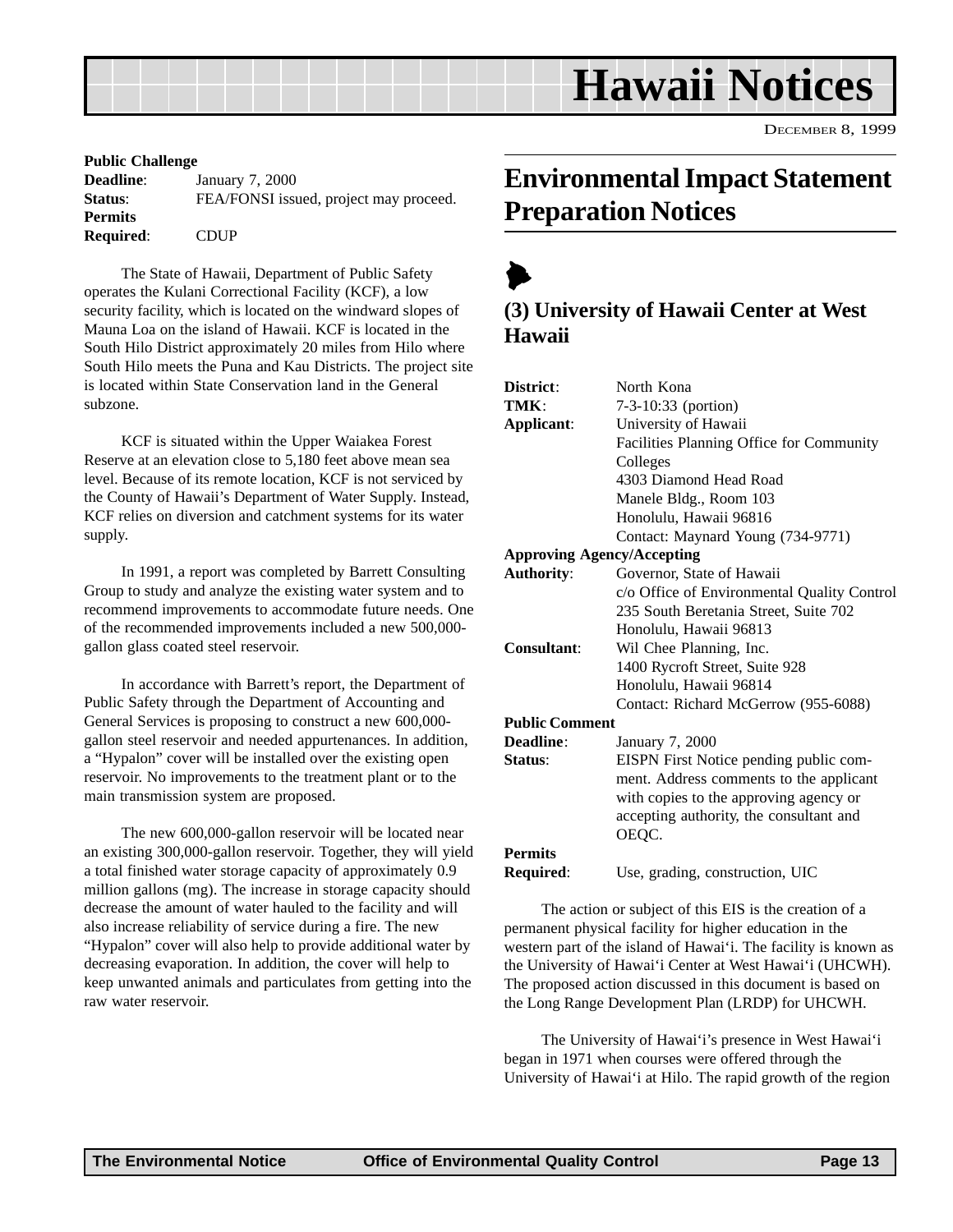**Public Challenge**

| | |
|---|---|
| **Deadline**: | January 7, 2000 |
| **Status**: | FEA/FONSI issued, project may proceed. |
| **Permits Required**: | CDUP |

The State of Hawaii, Department of Public Safety operates the Kulani Correctional Facility (KCF), a low security facility, which is located on the windward slopes of Mauna Loa on the island of Hawaii. KCF is located in the South Hilo District approximately 20 miles from Hilo where South Hilo meets the Puna and Kau Districts. The project site is located within State Conservation land in the General subzone.

KCF is situated within the Upper Waiakea Forest Reserve at an elevation close to 5,180 feet above mean sea level. Because of its remote location, KCF is not serviced by the County of Hawaii's Department of Water Supply. Instead, KCF relies on diversion and catchment systems for its water supply.

In 1991, a report was completed by Barrett Consulting Group to study and analyze the existing water system and to recommend improvements to accommodate future needs. One of the recommended improvements included a new 500,000-gallon glass coated steel reservoir.

In accordance with Barrett's report, the Department of Public Safety through the Department of Accounting and General Services is proposing to construct a new 600,000-gallon steel reservoir and needed appurtenances. In addition, a "Hypalon" cover will be installed over the existing open reservoir. No improvements to the treatment plant or to the main transmission system are proposed.

The new 600,000-gallon reservoir will be located near an existing 300,000-gallon reservoir. Together, they will yield a total finished water storage capacity of approximately 0.9 million gallons (mg). The increase in storage capacity should decrease the amount of water hauled to the facility and will also increase reliability of service during a fire. The new "Hypalon" cover will also help to provide additional water by decreasing evaporation. In addition, the cover will help to keep unwanted animals and particulates from getting into the raw water reservoir.

# Environmental Impact Statement Preparation Notices

## (3) University of Hawaii Center at West Hawaii

| | |
|---|---|
| **District**: | North Kona |
| **TMK**: | 7-3-10:33 (portion) |
| **Applicant**: | University of Hawaii<br>Facilities Planning Office for Community Colleges<br>4303 Diamond Head Road<br>Manele Bldg., Room 103<br>Honolulu, Hawaii 96816<br>Contact: Maynard Young (734-9771) |
| **Approving Agency/Accepting Authority**: | Governor, State of Hawaii<br>c/o Office of Environmental Quality Control<br>235 South Beretania Street, Suite 702<br>Honolulu, Hawaii 96813 |
| **Consultant**: | Wil Chee Planning, Inc.<br>1400 Rycroft Street, Suite 928<br>Honolulu, Hawaii 96814<br>Contact: Richard McGerrow (955-6088) |

**Public Comment**

| | |
|---|---|
| **Deadline**: | January 7, 2000 |
| **Status**: | EISPN First Notice pending public comment. Address comments to the applicant with copies to the approving agency or accepting authority, the consultant and OEQC. |
| **Permits Required**: | Use, grading, construction, UIC |

The action or subject of this EIS is the creation of a permanent physical facility for higher education in the western part of the island of Hawai'i. The facility is known as the University of Hawai'i Center at West Hawai'i (UHCWH). The proposed action discussed in this document is based on the Long Range Development Plan (LRDP) for UHCWH.

The University of Hawai'i's presence in West Hawai'i began in 1971 when courses were offered through the University of Hawai'i at Hilo. The rapid growth of the region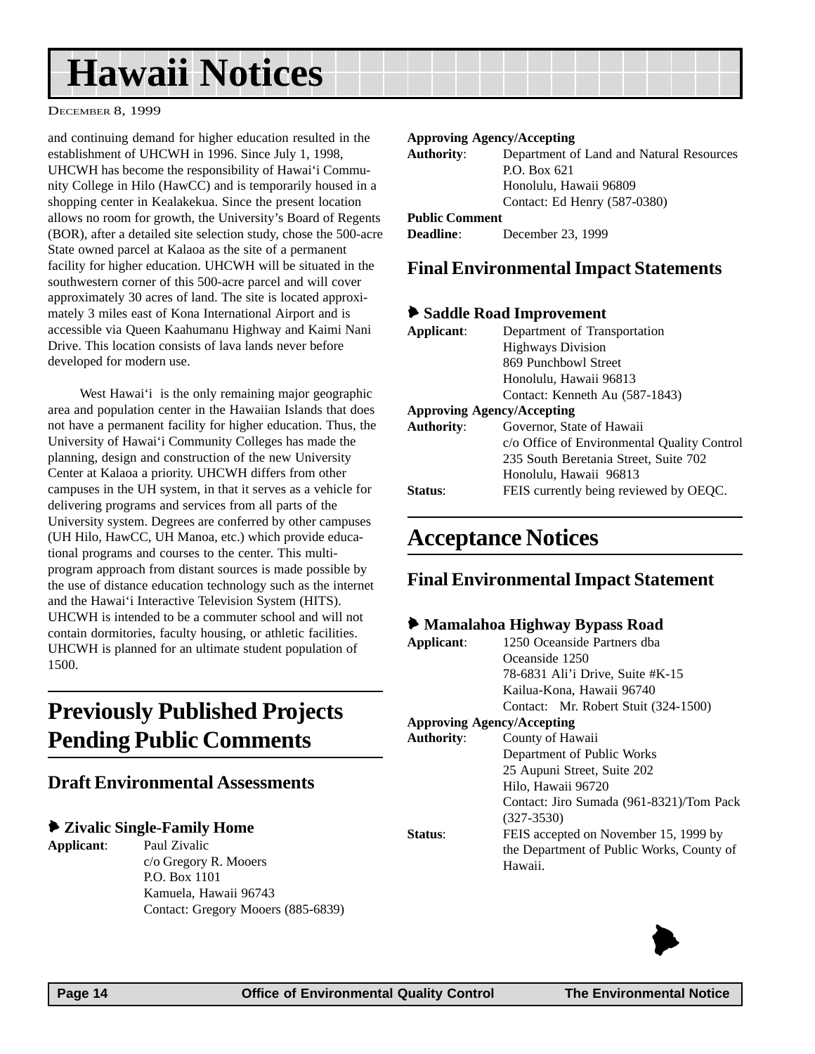and continuing demand for higher education resulted in the establishment of UHCWH in 1996. Since July 1, 1998, UHCWH has become the responsibility of Hawai‘i Community College in Hilo (HawCC) and is temporarily housed in a shopping center in Kealakekua. Since the present location allows no room for growth, the University's Board of Regents (BOR), after a detailed site selection study, chose the 500-acre State owned parcel at Kalaoa as the site of a permanent facility for higher education. UHCWH will be situated in the southwestern corner of this 500-acre parcel and will cover approximately 30 acres of land. The site is located approximately 3 miles east of Kona International Airport and is accessible via Queen Kaahumanu Highway and Kaimi Nani Drive. This location consists of lava lands never before developed for modern use.

West Hawai‘i is the only remaining major geographic area and population center in the Hawaiian Islands that does not have a permanent facility for higher education. Thus, the University of Hawai‘i Community Colleges has made the planning, design and construction of the new University Center at Kalaoa a priority. UHCWH differs from other campuses in the UH system, in that it serves as a vehicle for delivering programs and services from all parts of the University system. Degrees are conferred by other campuses (UH Hilo, HawCC, UH Manoa, etc.) which provide educational programs and courses to the center. This multi-program approach from distant sources is made possible by the use of distance education technology such as the internet and the Hawai‘i Interactive Television System (HITS). UHCWH is intended to be a commuter school and will not contain dormitories, faculty housing, or athletic facilities. UHCWH is planned for an ultimate student population of 1500.

# Previously Published Projects Pending Public Comments

## Draft Environmental Assessments

### Zivalic Single-Family Home

**Applicant**: Paul Zivalic
c/o Gregory R. Mooers
P.O. Box 1101
Kamuela, Hawaii 96743
Contact: Gregory Mooers (885-6839)

**Approving Agency/Accepting Authority**: Department of Land and Natural Resources
P.O. Box 621
Honolulu, Hawaii 96809
Contact: Ed Henry (587-0380)

**Public Comment Deadline**: December 23, 1999

## Final Environmental Impact Statements

### Saddle Road Improvement

**Applicant**: Department of Transportation
Highways Division
869 Punchbowl Street
Honolulu, Hawaii 96813
Contact: Kenneth Au (587-1843)

**Approving Agency/Accepting Authority**: Governor, State of Hawaii
c/o Office of Environmental Quality Control
235 South Beretania Street, Suite 702
Honolulu, Hawaii 96813

**Status**: FEIS currently being reviewed by OEQC.

# Acceptance Notices

## Final Environmental Impact Statement

### Mamalahoa Highway Bypass Road

**Applicant**: 1250 Oceanside Partners dba
Oceanside 1250
78-6831 Ali'i Drive, Suite #K-15
Kailua-Kona, Hawaii 96740
Contact: Mr. Robert Stuit (324-1500)

**Approving Agency/Accepting Authority**: County of Hawaii
Department of Public Works
25 Aupuni Street, Suite 202
Hilo, Hawaii 96720
Contact: Jiro Sumada (961-8321)/Tom Pack (327-3530)

**Status**: FEIS accepted on November 15, 1999 by the Department of Public Works, County of Hawaii.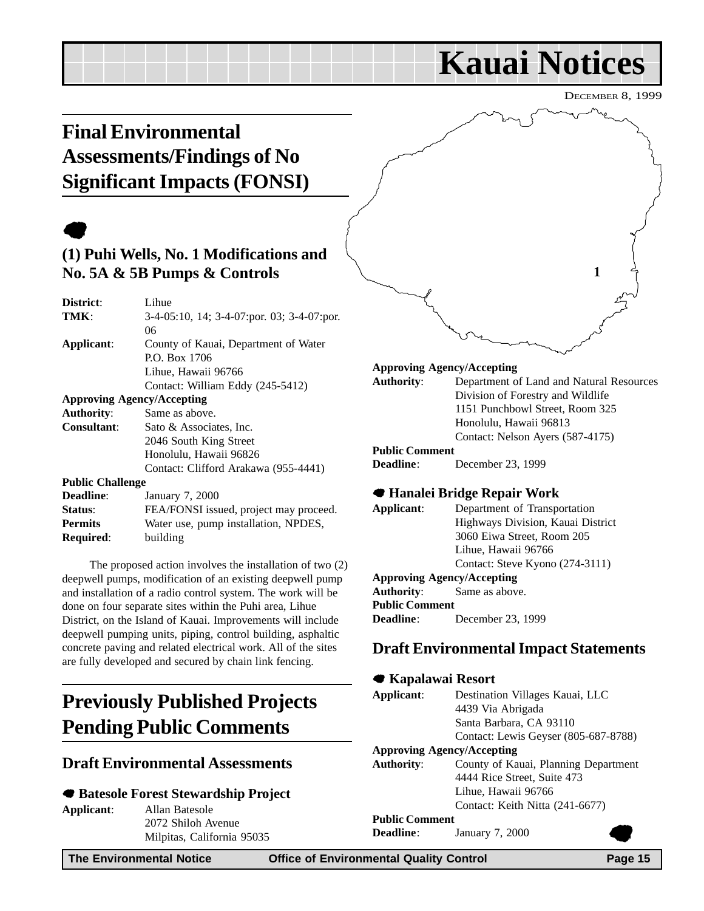# Kauai Notices

DECEMBER 8, 1999

## Final Environmental Assessments/Findings of No Significant Impacts (FONSI)

### (1) Puhi Wells, No. 1 Modifications and No. 5A & 5B Pumps & Controls

**District**: Lihue
**TMK**: 3-4-05:10, 14; 3-4-07:por. 03; 3-4-07:por. 06
**Applicant**: County of Kauai, Department of Water
P.O. Box 1706
Lihue, Hawaii 96766
Contact: William Eddy (245-5412)
**Approving Agency/Accepting Authority**: Same as above.
**Consultant**: Sato & Associates, Inc.
2046 South King Street
Honolulu, Hawaii 96826
Contact: Clifford Arakawa (955-4441)
**Public Challenge Deadline**: January 7, 2000
**Status**: FEA/FONSI issued, project may proceed.
**Permits Required**: Water use, pump installation, NPDES, building

The proposed action involves the installation of two (2) deepwell pumps, modification of an existing deepwell pump and installation of a radio control system. The work will be done on four separate sites within the Puhi area, Lihue District, on the Island of Kauai. Improvements will include deepwell pumping units, piping, control building, asphaltic concrete paving and related electrical work. All of the sites are fully developed and secured by chain link fencing.

1

## Previously Published Projects Pending Public Comments

### Draft Environmental Assessments

#### Batesole Forest Stewardship Project

**Applicant**: Allan Batesole
2072 Shiloh Avenue
Milpitas, California 95035
**Approving Agency/Accepting Authority**: Department of Land and Natural Resources
Division of Forestry and Wildlife
1151 Punchbowl Street, Room 325
Honolulu, Hawaii 96813
Contact: Nelson Ayers (587-4175)
**Public Comment Deadline**: December 23, 1999

#### Hanalei Bridge Repair Work

**Applicant**: Department of Transportation
Highways Division, Kauai District
3060 Eiwa Street, Room 205
Lihue, Hawaii 96766
Contact: Steve Kyono (274-3111)
**Approving Agency/Accepting Authority**: Same as above.
**Public Comment Deadline**: December 23, 1999

### Draft Environmental Impact Statements

#### Kapalawai Resort

**Applicant**: Destination Villages Kauai, LLC
4439 Via Abrigada
Santa Barbara, CA 93110
Contact: Lewis Geyser (805-687-8788)
**Approving Agency/Accepting Authority**: County of Kauai, Planning Department
4444 Rice Street, Suite 473
Lihue, Hawaii 96766
Contact: Keith Nitta (241-6677)
**Public Comment Deadline**: January 7, 2000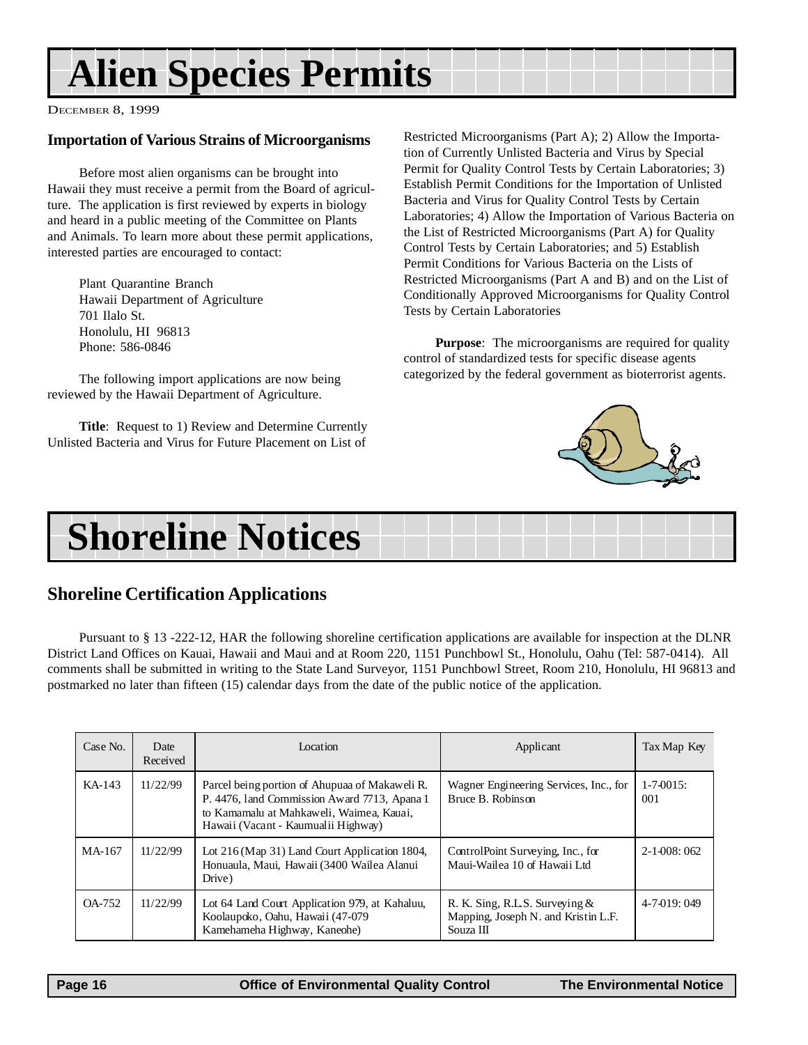# Alien Species Permits

DECEMBER 8, 1999

### Importation of Various Strains of Microorganisms

Before most alien organisms can be brought into Hawaii they must receive a permit from the Board of agriculture. The application is first reviewed by experts in biology and heard in a public meeting of the Committee on Plants and Animals. To learn more about these permit applications, interested parties are encouraged to contact:

Plant Quarantine Branch
Hawaii Department of Agriculture
701 Ilalo St.
Honolulu, HI 96813
Phone: 586-0846

The following import applications are now being reviewed by the Hawaii Department of Agriculture.

**Title**: Request to 1) Review and Determine Currently Unlisted Bacteria and Virus for Future Placement on List of Restricted Microorganisms (Part A); 2) Allow the Importation of Currently Unlisted Bacteria and Virus by Special Permit for Quality Control Tests by Certain Laboratories; 3) Establish Permit Conditions for the Importation of Unlisted Bacteria and Virus for Quality Control Tests by Certain Laboratories; 4) Allow the Importation of Various Bacteria on the List of Restricted Microorganisms (Part A) for Quality Control Tests by Certain Laboratories; and 5) Establish Permit Conditions for Various Bacteria on the Lists of Restricted Microorganisms (Part A and B) and on the List of Conditionally Approved Microorganisms for Quality Control Tests by Certain Laboratories

**Purpose**: The microorganisms are required for quality control of standardized tests for specific disease agents categorized by the federal government as bioterrorist agents.

# Shoreline Notices

## Shoreline Certification Applications

Pursuant to § 13 -222-12, HAR the following shoreline certification applications are available for inspection at the DLNR District Land Offices on Kauai, Hawaii and Maui and at Room 220, 1151 Punchbowl St., Honolulu, Oahu (Tel: 587-0414). All comments shall be submitted in writing to the State Land Surveyor, 1151 Punchbowl Street, Room 210, Honolulu, HI 96813 and postmarked no later than fifteen (15) calendar days from the date of the public notice of the application.

| Case No. | Date Received | Location | Applicant | Tax Map Key |
|---|---|---|---|---|
| KA-143 | 11/22/99 | Parcel being portion of Ahupuaa of Makaweli R. P. 4476, land Commission Award 7713, Apana 1 to Kamamalu at Mahkaweli, Waimea, Kauai, Hawaii (Vacant - Kaumualii Highway) | Wagner Engineering Services, Inc., for Bruce B. Robinson | 1-7-0015: 001 |
| MA-167 | 11/22/99 | Lot 216 (Map 31) Land Court Application 1804, Honuaula, Maui, Hawaii (3400 Wailea Alanui Drive) | ControlPoint Surveying, Inc., for Maui-Wailea 10 of Hawaii Ltd | 2-1-008: 062 |
| OA-752 | 11/22/99 | Lot 64 Land Court Application 979, at Kahaluu, Koolaupoko, Oahu, Hawaii (47-079 Kamehameha Highway, Kaneohe) | R. K. Sing, R.L.S. Surveying & Mapping, Joseph N. and Kristin L.F. Souza III | 4-7-019: 049 |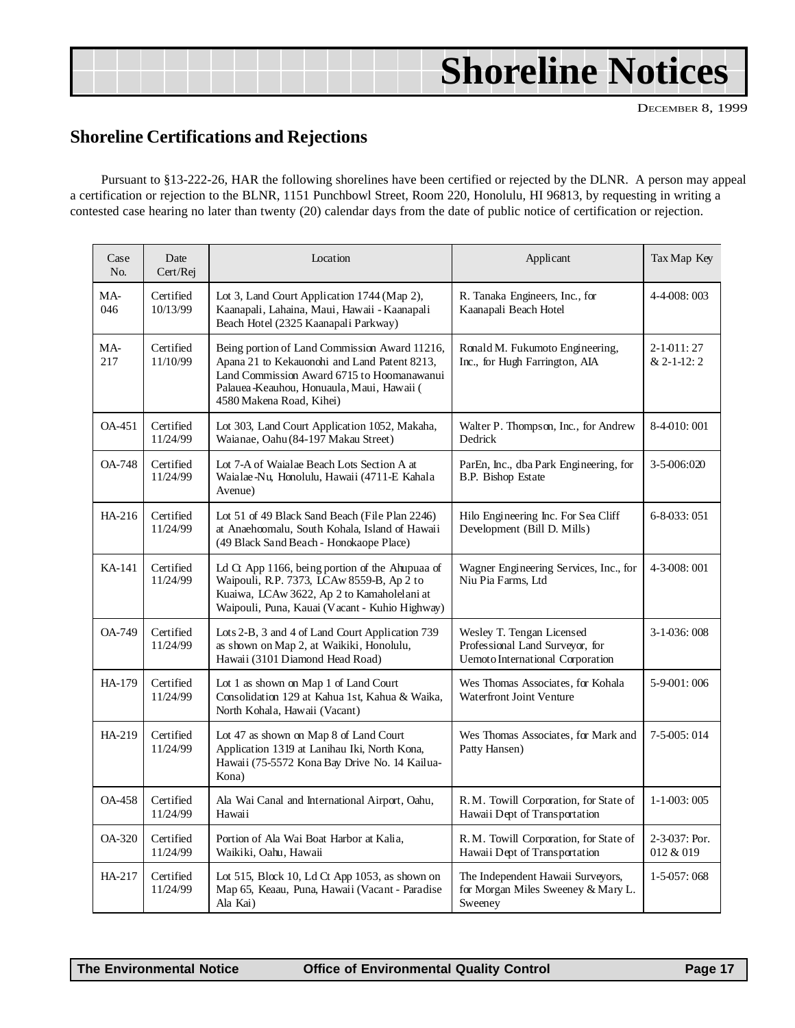# Shoreline Notices

DECEMBER 8, 1999

## Shoreline Certifications and Rejections

Pursuant to §13-222-26, HAR the following shorelines have been certified or rejected by the DLNR. A person may appeal a certification or rejection to the BLNR, 1151 Punchbowl Street, Room 220, Honolulu, HI 96813, by requesting in writing a contested case hearing no later than twenty (20) calendar days from the date of public notice of certification or rejection.

| Case No. | Date Cert/Rej | Location | Applicant | Tax Map Key |
|---|---|---|---|---|
| MA-046 | Certified 10/13/99 | Lot 3, Land Court Application 1744 (Map 2), Kaanapali, Lahaina, Maui, Hawaii - Kaanapali Beach Hotel (2325 Kaanapali Parkway) | R. Tanaka Engineers, Inc., for Kaanapali Beach Hotel | 4-4-008: 003 |
| MA-217 | Certified 11/10/99 | Being portion of Land Commission Award 11216, Apana 21 to Kekauonohi and Land Patent 8213, Land Commission Award 6715 to Hoomanawanui Palauea-Keauhou, Honuaula, Maui, Hawaii ( 4580 Makena Road, Kihei) | Ronald M. Fukumoto Engineering, Inc., for Hugh Farrington, AIA | 2-1-011: 27 & 2-1-12: 2 |
| OA-451 | Certified 11/24/99 | Lot 303, Land Court Application 1052, Makaha, Waianae, Oahu (84-197 Makau Street) | Walter P. Thompson, Inc., for Andrew Dedrick | 8-4-010: 001 |
| OA-748 | Certified 11/24/99 | Lot 7-A of Waialae Beach Lots Section A at Waialae-Nu, Honolulu, Hawaii (4711-E Kahala Avenue) | ParEn, Inc., dba Park Engineering, for B.P. Bishop Estate | 3-5-006:020 |
| HA-216 | Certified 11/24/99 | Lot 51 of 49 Black Sand Beach (File Plan 2246) at Anaehoomalu, South Kohala, Island of Hawaii (49 Black Sand Beach - Honokaope Place) | Hilo Engineering Inc. For Sea Cliff Development (Bill D. Mills) | 6-8-033: 051 |
| KA-141 | Certified 11/24/99 | Ld Ct App 1166, being portion of the Ahupuaa of Waipouli, R.P. 7373, LCAw 8559-B, Ap 2 to Kuaiwa, LCAw 3622, Ap 2 to Kamaholelani at Waipouli, Puna, Kauai (Vacant - Kuhio Highway) | Wagner Engineering Services, Inc., for Niu Pia Farms, Ltd | 4-3-008: 001 |
| OA-749 | Certified 11/24/99 | Lots 2-B, 3 and 4 of Land Court Application 739 as shown on Map 2, at Waikiki, Honolulu, Hawaii (3101 Diamond Head Road) | Wesley T. Tengan Licensed Professional Land Surveyor, for Uemoto International Corporation | 3-1-036: 008 |
| HA-179 | Certified 11/24/99 | Lot 1 as shown on Map 1 of Land Court Consolidation 129 at Kahua 1st, Kahua & Waika, North Kohala, Hawaii (Vacant) | Wes Thomas Associates, for Kohala Waterfront Joint Venture | 5-9-001: 006 |
| HA-219 | Certified 11/24/99 | Lot 47 as shown on Map 8 of Land Court Application 1319 at Lanihau Iki, North Kona, Hawaii (75-5572 Kona Bay Drive No. 14 Kailua-Kona) | Wes Thomas Associates, for Mark and Patty Hansen) | 7-5-005: 014 |
| OA-458 | Certified 11/24/99 | Ala Wai Canal and International Airport, Oahu, Hawaii | R.M. Towill Corporation, for State of Hawaii Dept of Transportation | 1-1-003: 005 |
| OA-320 | Certified 11/24/99 | Portion of Ala Wai Boat Harbor at Kalia, Waikiki, Oahu, Hawaii | R.M. Towill Corporation, for State of Hawaii Dept of Transportation | 2-3-037: Por. 012 & 019 |
| HA-217 | Certified 11/24/99 | Lot 515, Block 10, Ld Ct App 1053, as shown on Map 65, Keaau, Puna, Hawaii (Vacant - Paradise Ala Kai) | The Independent Hawaii Surveyors, for Morgan Miles Sweeney & Mary L. Sweeney | 1-5-057: 068 |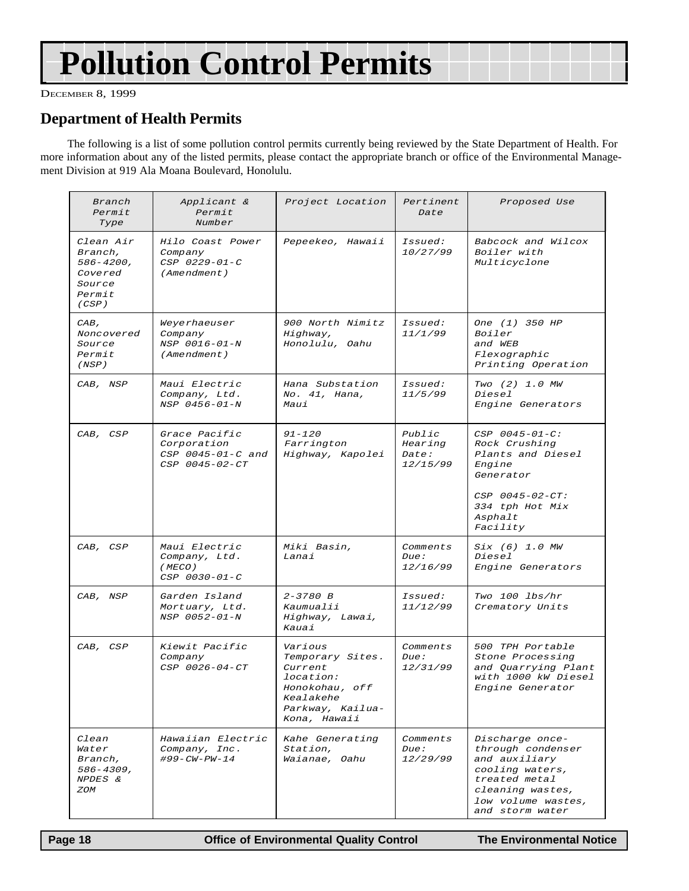# Pollution Control Permits

DECEMBER 8, 1999

## Department of Health Permits

The following is a list of some pollution control permits currently being reviewed by the State Department of Health. For more information about any of the listed permits, please contact the appropriate branch or office of the Environmental Management Division at 919 Ala Moana Boulevard, Honolulu.

| Branch Permit Type | Applicant & Permit Number | Project Location | Pertinent Date | Proposed Use |
|---|---|---|---|---|
| Clean Air Branch, 586-4200, Covered Source Permit (CSP) | Hilo Coast Power Company CSP 0229-01-C (Amendment) | Pepeekeo, Hawaii | Issued: 10/27/99 | Babcock and Wilcox Boiler with Multicyclone |
| CAB, Noncovered Source Permit (NSP) | Weyerhaeuser Company NSP 0016-01-N (Amendment) | 900 North Nimitz Highway, Honolulu, Oahu | Issued: 11/1/99 | One (1) 350 HP Boiler and WEB Flexographic Printing Operation |
| CAB, NSP | Maui Electric Company, Ltd. NSP 0456-01-N | Hana Substation No. 41, Hana, Maui | Issued: 11/5/99 | Two (2) 1.0 MW Diesel Engine Generators |
| CAB, CSP | Grace Pacific Corporation CSP 0045-01-C and CSP 0045-02-CT | 91-120 Farrington Highway, Kapolei | Public Hearing Date: 12/15/99 | CSP 0045-01-C: Rock Crushing Plants and Diesel Engine Generator<br><br>CSP 0045-02-CT: 334 tph Hot Mix Asphalt Facility |
| CAB, CSP | Maui Electric Company, Ltd. (MECO) CSP 0030-01-C | Miki Basin, Lanai | Comments Due: 12/16/99 | Six (6) 1.0 MW Diesel Engine Generators |
| CAB, NSP | Garden Island Mortuary, Ltd. NSP 0052-01-N | 2-3780 B Kaumualii Highway, Lawai, Kauai | Issued: 11/12/99 | Two 100 lbs/hr Crematory Units |
| CAB, CSP | Kiewit Pacific Company CSP 0026-04-CT | Various Temporary Sites. Current location: Honokohau, off Kealakehe Parkway, Kailua-Kona, Hawaii | Comments Due: 12/31/99 | 500 TPH Portable Stone Processing and Quarrying Plant with 1000 kW Diesel Engine Generator |
| Clean Water Branch, 586-4309, NPDES & ZOM | Hawaiian Electric Company, Inc. #99-CW-PW-14 | Kahe Generating Station, Waianae, Oahu | Comments Due: 12/29/99 | Discharge once-through condenser and auxiliary cooling waters, treated metal cleaning wastes, low volume wastes, and storm water |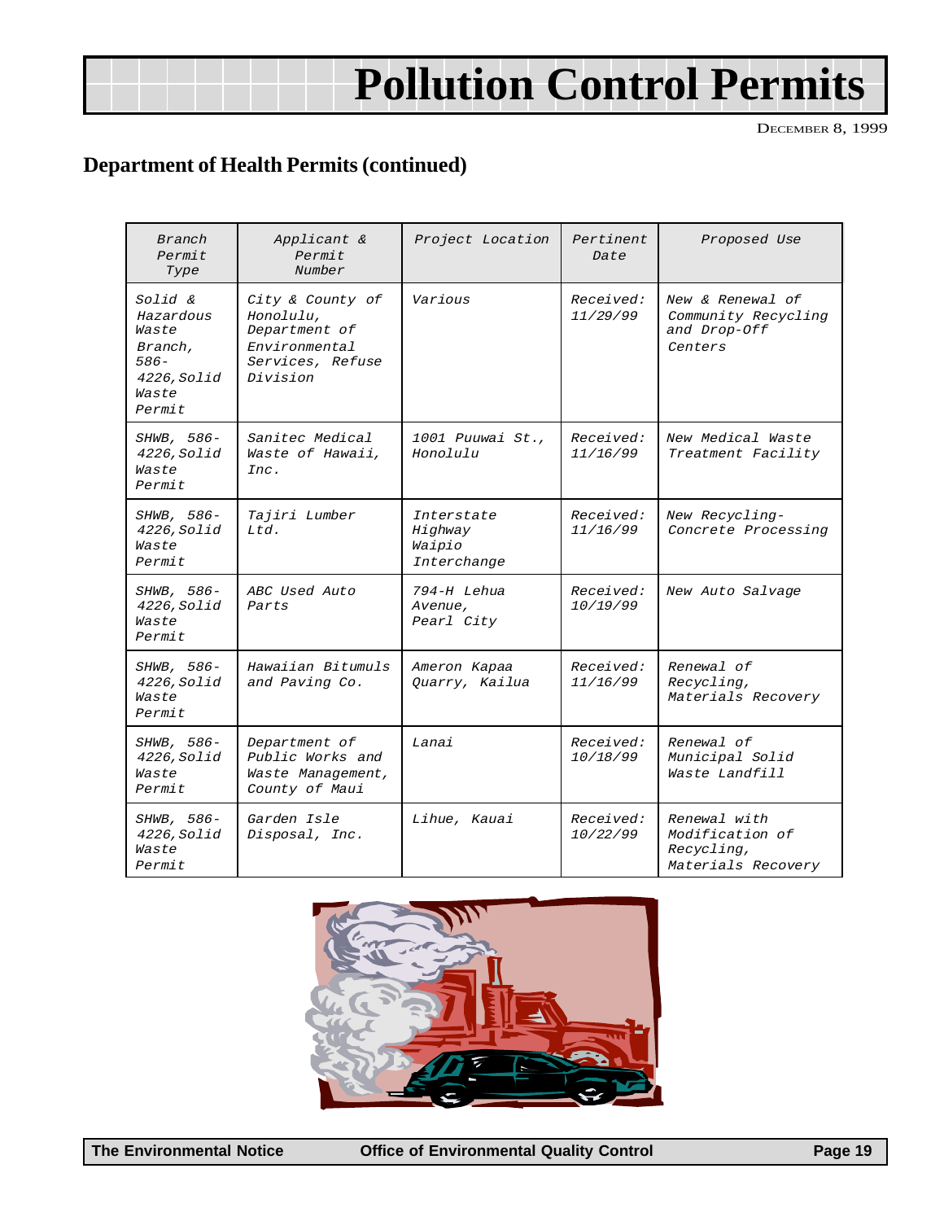# Pollution Control Permits

DECEMBER 8, 1999

## Department of Health Permits (continued)

| Branch Permit Type | Applicant & Permit Number | Project Location | Pertinent Date | Proposed Use |
|---|---|---|---|---|
| Solid & Hazardous Waste Branch, 586-4226, Solid Waste Permit | City & County of Honolulu, Department of Environmental Services, Refuse Division | Various | Received: 11/29/99 | New & Renewal of Community Recycling and Drop-Off Centers |
| SHWB, 586-4226, Solid Waste Permit | Sanitec Medical Waste of Hawaii, Inc. | 1001 Puuwai St., Honolulu | Received: 11/16/99 | New Medical Waste Treatment Facility |
| SHWB, 586-4226, Solid Waste Permit | Tajiri Lumber Ltd. | Interstate Highway Waipio Interchange | Received: 11/16/99 | New Recycling-Concrete Processing |
| SHWB, 586-4226, Solid Waste Permit | ABC Used Auto Parts | 794-H Lehua Avenue, Pearl City | Received: 10/19/99 | New Auto Salvage |
| SHWB, 586-4226, Solid Waste Permit | Hawaiian Bitumuls and Paving Co. | Ameron Kapaa Quarry, Kailua | Received: 11/16/99 | Renewal of Recycling, Materials Recovery |
| SHWB, 586-4226, Solid Waste Permit | Department of Public Works and Waste Management, County of Maui | Lanai | Received: 10/18/99 | Renewal of Municipal Solid Waste Landfill |
| SHWB, 586-4226, Solid Waste Permit | Garden Isle Disposal, Inc. | Lihue, Kauai | Received: 10/22/99 | Renewal with Modification of Recycling, Materials Recovery |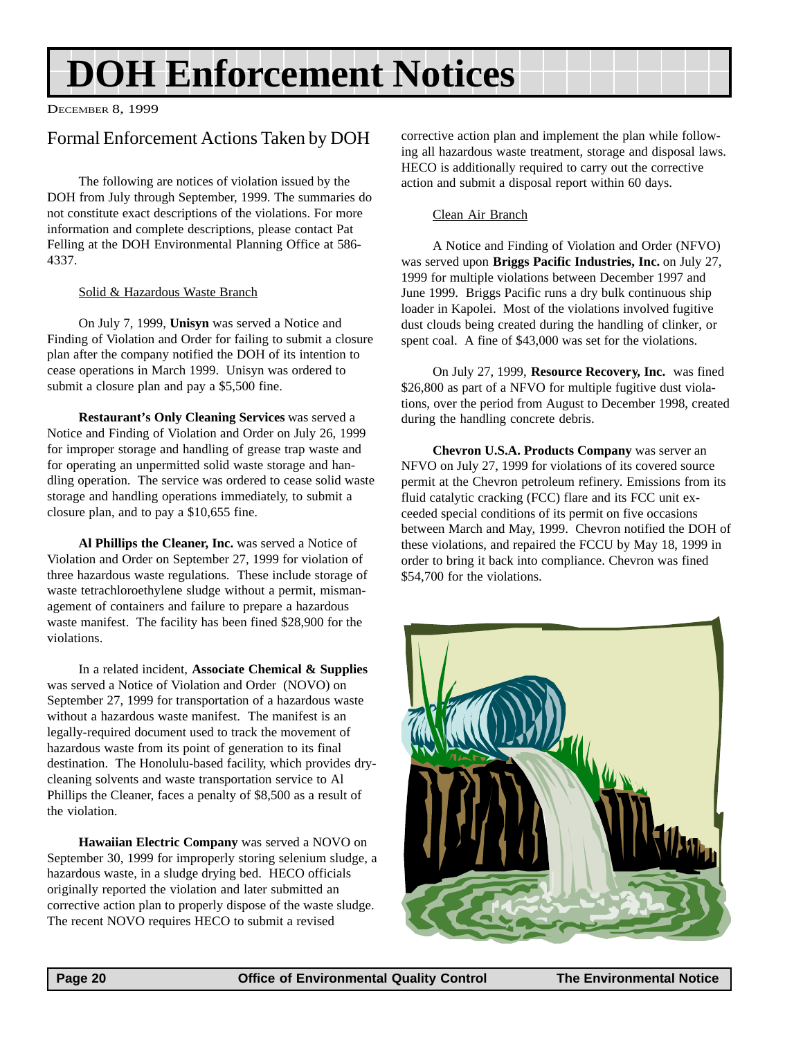# DOH Enforcement Notices

DECEMBER 8, 1999

## Formal Enforcement Actions Taken by DOH

The following are notices of violation issued by the DOH from July through September, 1999. The summaries do not constitute exact descriptions of the violations. For more information and complete descriptions, please contact Pat Felling at the DOH Environmental Planning Office at 586-4337.

Solid & Hazardous Waste Branch

On July 7, 1999, **Unisyn** was served a Notice and Finding of Violation and Order for failing to submit a closure plan after the company notified the DOH of its intention to cease operations in March 1999. Unisyn was ordered to submit a closure plan and pay a $5,500 fine.

**Restaurant's Only Cleaning Services** was served a Notice and Finding of Violation and Order on July 26, 1999 for improper storage and handling of grease trap waste and for operating an unpermitted solid waste storage and handling operation. The service was ordered to cease solid waste storage and handling operations immediately, to submit a closure plan, and to pay a $10,655 fine.

**Al Phillips the Cleaner, Inc.** was served a Notice of Violation and Order on September 27, 1999 for violation of three hazardous waste regulations. These include storage of waste tetrachloroethylene sludge without a permit, mismanagement of containers and failure to prepare a hazardous waste manifest. The facility has been fined $28,900 for the violations.

In a related incident, **Associate Chemical & Supplies** was served a Notice of Violation and Order (NOVO) on September 27, 1999 for transportation of a hazardous waste without a hazardous waste manifest. The manifest is an legally-required document used to track the movement of hazardous waste from its point of generation to its final destination. The Honolulu-based facility, which provides dry-cleaning solvents and waste transportation service to Al Phillips the Cleaner, faces a penalty of $8,500 as a result of the violation.

**Hawaiian Electric Company** was served a NOVO on September 30, 1999 for improperly storing selenium sludge, a hazardous waste, in a sludge drying bed. HECO officials originally reported the violation and later submitted an corrective action plan to properly dispose of the waste sludge. The recent NOVO requires HECO to submit a revised corrective action plan and implement the plan while following all hazardous waste treatment, storage and disposal laws. HECO is additionally required to carry out the corrective action and submit a disposal report within 60 days.

Clean Air Branch

A Notice and Finding of Violation and Order (NFVO) was served upon **Briggs Pacific Industries, Inc.** on July 27, 1999 for multiple violations between December 1997 and June 1999. Briggs Pacific runs a dry bulk continuous ship loader in Kapolei. Most of the violations involved fugitive dust clouds being created during the handling of clinker, or spent coal. A fine of $43,000 was set for the violations.

On July 27, 1999, **Resource Recovery, Inc.** was fined $26,800 as part of a NFVO for multiple fugitive dust violations, over the period from August to December 1998, created during the handling concrete debris.

**Chevron U.S.A. Products Company** was server an NFVO on July 27, 1999 for violations of its covered source permit at the Chevron petroleum refinery. Emissions from its fluid catalytic cracking (FCC) flare and its FCC unit exceeded special conditions of its permit on five occasions between March and May, 1999. Chevron notified the DOH of these violations, and repaired the FCCU by May 18, 1999 in order to bring it back into compliance. Chevron was fined $54,700 for the violations.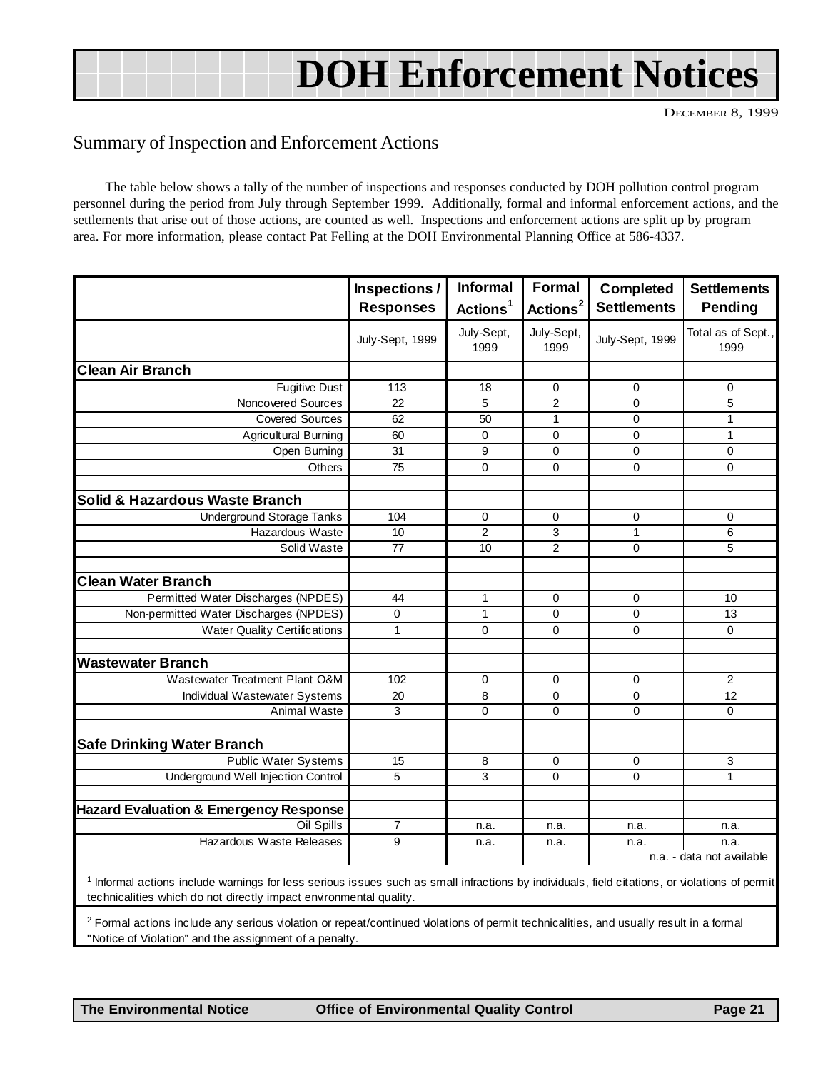# DOH Enforcement Notices

DECEMBER 8, 1999

## Summary of Inspection and Enforcement Actions

The table below shows a tally of the number of inspections and responses conducted by DOH pollution control program personnel during the period from July through September 1999. Additionally, formal and informal enforcement actions, and the settlements that arise out of those actions, are counted as well. Inspections and enforcement actions are split up by program area. For more information, please contact Pat Felling at the DOH Environmental Planning Office at 586-4337.

| | Inspections / Responses | Informal Actions[1] | Formal Actions[2] | Completed Settlements | Settlements Pending |
|---|---|---|---|---|---|
| | July-Sept, 1999 | July-Sept, 1999 | July-Sept, 1999 | July-Sept, 1999 | Total as of Sept., 1999 |
| **Clean Air Branch** | | | | | |
| Fugitive Dust | 113 | 18 | 0 | 0 | 0 |
| Noncovered Sources | 22 | 5 | 2 | 0 | 5 |
| Covered Sources | 62 | 50 | 1 | 0 | 1 |
| Agricultural Burning | 60 | 0 | 0 | 0 | 1 |
| Open Burning | 31 | 9 | 0 | 0 | 0 |
| Others | 75 | 0 | 0 | 0 | 0 |
| **Solid & Hazardous Waste Branch** | | | | | |
| Underground Storage Tanks | 104 | 0 | 0 | 0 | 0 |
| Hazardous Waste | 10 | 2 | 3 | 1 | 6 |
| Solid Waste | 77 | 10 | 2 | 0 | 5 |
| **Clean Water Branch** | | | | | |
| Permitted Water Discharges (NPDES) | 44 | 1 | 0 | 0 | 10 |
| Non-permitted Water Discharges (NPDES) | 0 | 1 | 0 | 0 | 13 |
| Water Quality Certifications | 1 | 0 | 0 | 0 | 0 |
| **Wastewater Branch** | | | | | |
| Wastewater Treatment Plant O&M | 102 | 0 | 0 | 0 | 2 |
| Individual Wastewater Systems | 20 | 8 | 0 | 0 | 12 |
| Animal Waste | 3 | 0 | 0 | 0 | 0 |
| **Safe Drinking Water Branch** | | | | | |
| Public Water Systems | 15 | 8 | 0 | 0 | 3 |
| Underground Well Injection Control | 5 | 3 | 0 | 0 | 1 |
| **Hazard Evaluation & Emergency Response** | | | | | |
| Oil Spills | 7 | n.a. | n.a. | n.a. | n.a. |
| Hazardous Waste Releases | 9 | n.a. | n.a. | n.a. | n.a. |

n.a. - data not available

[1] Informal actions include warnings for less serious issues such as small infractions by individuals, field citations, or violations of permit technicalities which do not directly impact environmental quality.

[2] Formal actions include any serious violation or repeat/continued violations of permit technicalities, and usually result in a formal "Notice of Violation" and the assignment of a penalty.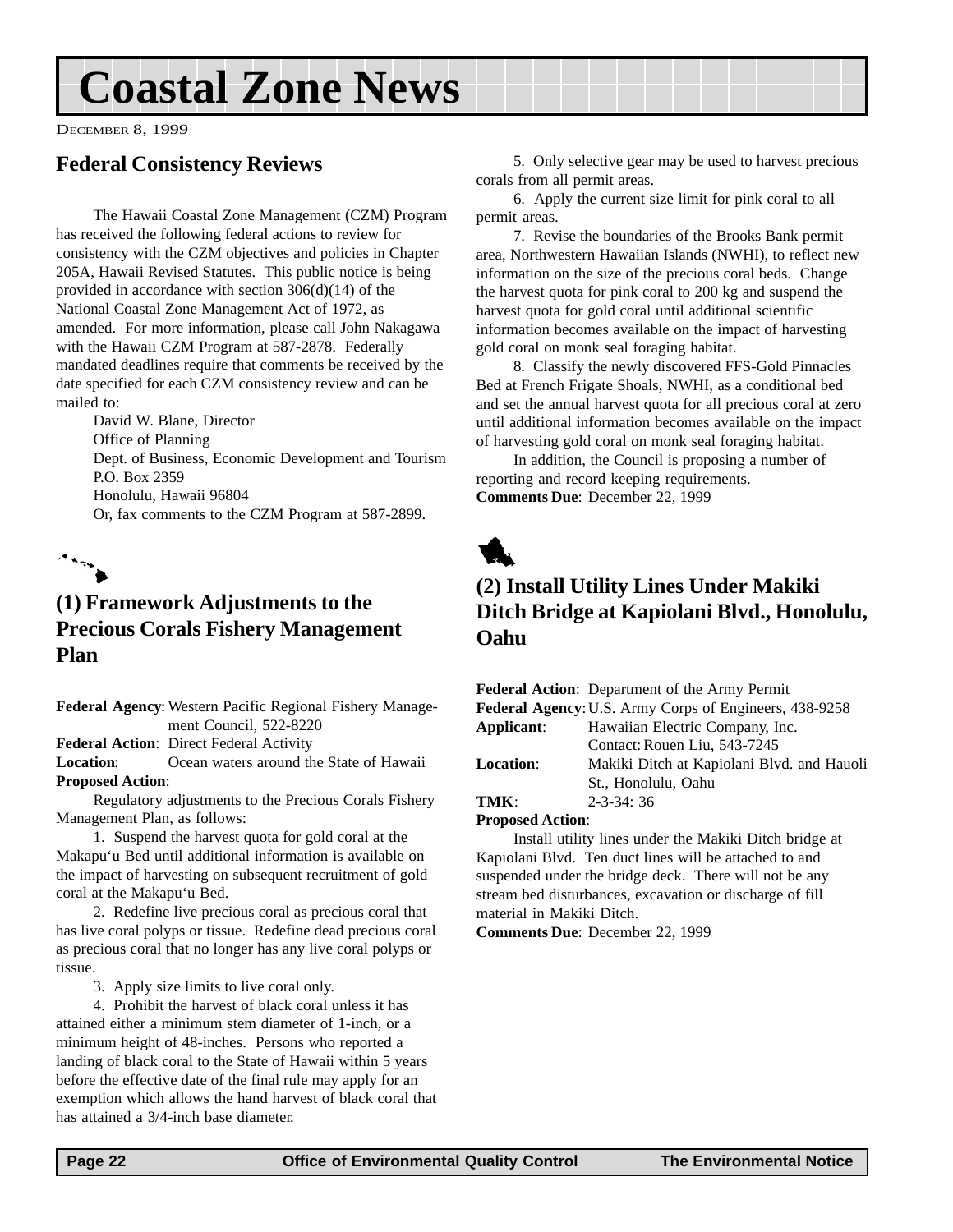# Coastal Zone News

December 8, 1999

## Federal Consistency Reviews

The Hawaii Coastal Zone Management (CZM) Program has received the following federal actions to review for consistency with the CZM objectives and policies in Chapter 205A, Hawaii Revised Statutes. This public notice is being provided in accordance with section 306(d)(14) of the National Coastal Zone Management Act of 1972, as amended. For more information, please call John Nakagawa with the Hawaii CZM Program at 587-2878. Federally mandated deadlines require that comments be received by the date specified for each CZM consistency review and can be mailed to:

David W. Blane, Director
Office of Planning
Dept. of Business, Economic Development and Tourism
P.O. Box 2359
Honolulu, Hawaii 96804
Or, fax comments to the CZM Program at 587-2899.

### (1) Framework Adjustments to the Precious Corals Fishery Management Plan

**Federal Agency**: Western Pacific Regional Fishery Management Council, 522-8220
**Federal Action**: Direct Federal Activity
**Location**: Ocean waters around the State of Hawaii
**Proposed Action**:

Regulatory adjustments to the Precious Corals Fishery Management Plan, as follows:

1. Suspend the harvest quota for gold coral at the Makapu‘u Bed until additional information is available on the impact of harvesting on subsequent recruitment of gold coral at the Makapu‘u Bed.

2. Redefine live precious coral as precious coral that has live coral polyps or tissue. Redefine dead precious coral as precious coral that no longer has any live coral polyps or tissue.

3. Apply size limits to live coral only.

4. Prohibit the harvest of black coral unless it has attained either a minimum stem diameter of 1-inch, or a minimum height of 48-inches. Persons who reported a landing of black coral to the State of Hawaii within 5 years before the effective date of the final rule may apply for an exemption which allows the hand harvest of black coral that has attained a 3/4-inch base diameter.

5. Only selective gear may be used to harvest precious corals from all permit areas.

6. Apply the current size limit for pink coral to all permit areas.

7. Revise the boundaries of the Brooks Bank permit area, Northwestern Hawaiian Islands (NWHI), to reflect new information on the size of the precious coral beds. Change the harvest quota for pink coral to 200 kg and suspend the harvest quota for gold coral until additional scientific information becomes available on the impact of harvesting gold coral on monk seal foraging habitat.

8. Classify the newly discovered FFS-Gold Pinnacles Bed at French Frigate Shoals, NWHI, as a conditional bed and set the annual harvest quota for all precious coral at zero until additional information becomes available on the impact of harvesting gold coral on monk seal foraging habitat.

In addition, the Council is proposing a number of reporting and record keeping requirements.

**Comments Due**: December 22, 1999

### (2) Install Utility Lines Under Makiki Ditch Bridge at Kapiolani Blvd., Honolulu, Oahu

**Federal Action**: Department of the Army Permit
**Federal Agency**: U.S. Army Corps of Engineers, 438-9258
**Applicant**: Hawaiian Electric Company, Inc. Contact: Rouen Liu, 543-7245
**Location**: Makiki Ditch at Kapiolani Blvd. and Hauoli St., Honolulu, Oahu
**TMK**: 2-3-34: 36
**Proposed Action**:

Install utility lines under the Makiki Ditch bridge at Kapiolani Blvd. Ten duct lines will be attached to and suspended under the bridge deck. There will not be any stream bed disturbances, excavation or discharge of fill material in Makiki Ditch.

**Comments Due**: December 22, 1999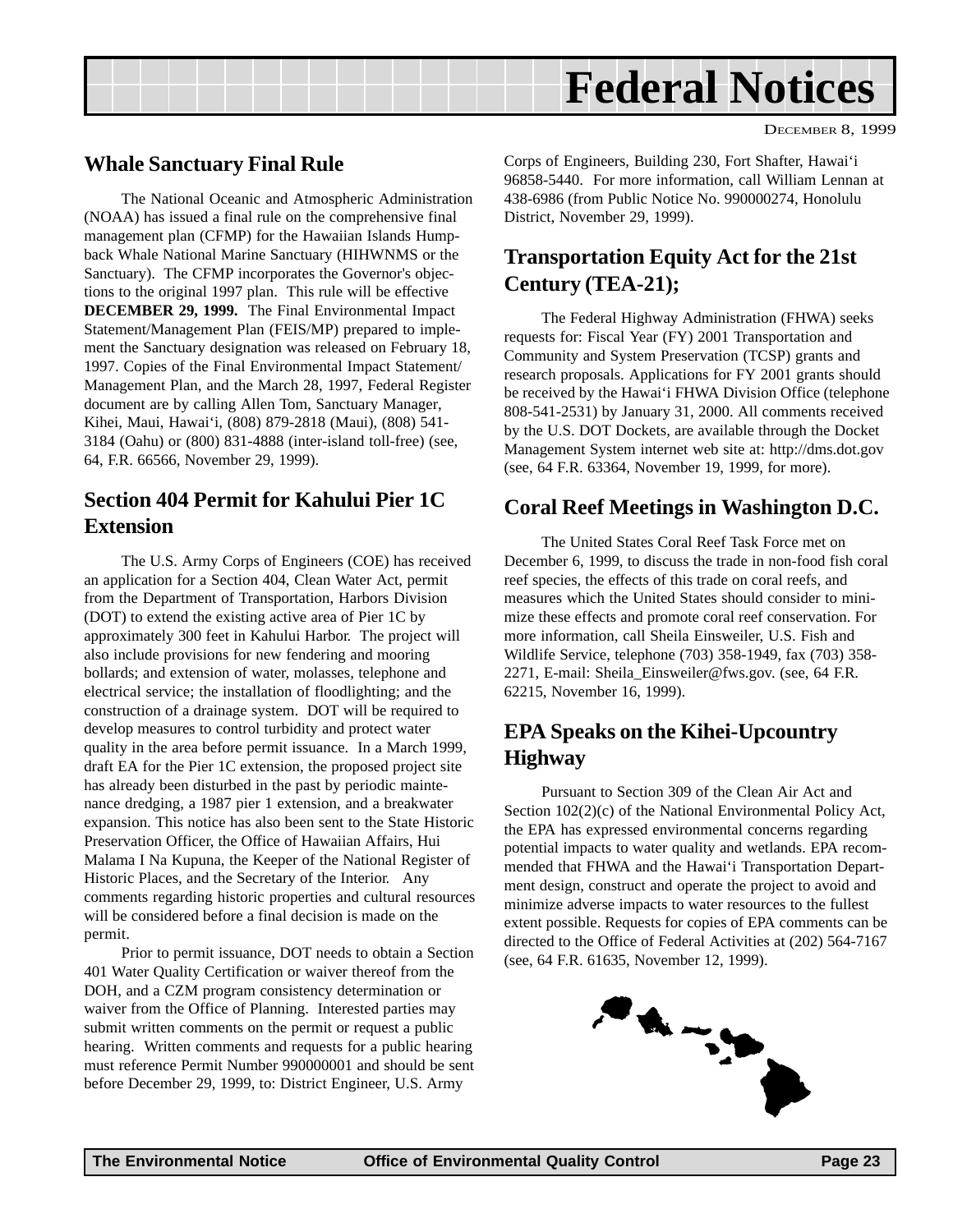# Federal Notices

DECEMBER 8, 1999

## Whale Sanctuary Final Rule

The National Oceanic and Atmospheric Administration (NOAA) has issued a final rule on the comprehensive final management plan (CFMP) for the Hawaiian Islands Humpback Whale National Marine Sanctuary (HIHWNMS or the Sanctuary). The CFMP incorporates the Governor's objections to the original 1997 plan. This rule will be effective **DECEMBER 29, 1999.** The Final Environmental Impact Statement/Management Plan (FEIS/MP) prepared to implement the Sanctuary designation was released on February 18, 1997. Copies of the Final Environmental Impact Statement/ Management Plan, and the March 28, 1997, Federal Register document are by calling Allen Tom, Sanctuary Manager, Kihei, Maui, Hawai'i, (808) 879-2818 (Maui), (808) 541-3184 (Oahu) or (800) 831-4888 (inter-island toll-free) (see, 64, F.R. 66566, November 29, 1999).

## Section 404 Permit for Kahului Pier 1C Extension

The U.S. Army Corps of Engineers (COE) has received an application for a Section 404, Clean Water Act, permit from the Department of Transportation, Harbors Division (DOT) to extend the existing active area of Pier 1C by approximately 300 feet in Kahului Harbor. The project will also include provisions for new fendering and mooring bollards; and extension of water, molasses, telephone and electrical service; the installation of floodlighting; and the construction of a drainage system. DOT will be required to develop measures to control turbidity and protect water quality in the area before permit issuance. In a March 1999, draft EA for the Pier 1C extension, the proposed project site has already been disturbed in the past by periodic maintenance dredging, a 1987 pier 1 extension, and a breakwater expansion. This notice has also been sent to the State Historic Preservation Officer, the Office of Hawaiian Affairs, Hui Malama I Na Kupuna, the Keeper of the National Register of Historic Places, and the Secretary of the Interior. Any comments regarding historic properties and cultural resources will be considered before a final decision is made on the permit.

Prior to permit issuance, DOT needs to obtain a Section 401 Water Quality Certification or waiver thereof from the DOH, and a CZM program consistency determination or waiver from the Office of Planning. Interested parties may submit written comments on the permit or request a public hearing. Written comments and requests for a public hearing must reference Permit Number 990000001 and should be sent before December 29, 1999, to: District Engineer, U.S. Army Corps of Engineers, Building 230, Fort Shafter, Hawai'i 96858-5440. For more information, call William Lennan at 438-6986 (from Public Notice No. 990000274, Honolulu District, November 29, 1999).

## Transportation Equity Act for the 21st Century (TEA-21);

The Federal Highway Administration (FHWA) seeks requests for: Fiscal Year (FY) 2001 Transportation and Community and System Preservation (TCSP) grants and research proposals. Applications for FY 2001 grants should be received by the Hawai'i FHWA Division Office (telephone 808-541-2531) by January 31, 2000. All comments received by the U.S. DOT Dockets, are available through the Docket Management System internet web site at: http://dms.dot.gov (see, 64 F.R. 63364, November 19, 1999, for more).

## Coral Reef Meetings in Washington D.C.

The United States Coral Reef Task Force met on December 6, 1999, to discuss the trade in non-food fish coral reef species, the effects of this trade on coral reefs, and measures which the United States should consider to minimize these effects and promote coral reef conservation. For more information, call Sheila Einsweiler, U.S. Fish and Wildlife Service, telephone (703) 358-1949, fax (703) 358-2271, E-mail: Sheila_Einsweiler@fws.gov. (see, 64 F.R. 62215, November 16, 1999).

## EPA Speaks on the Kihei-Upcountry Highway

Pursuant to Section 309 of the Clean Air Act and Section 102(2)(c) of the National Environmental Policy Act, the EPA has expressed environmental concerns regarding potential impacts to water quality and wetlands. EPA recommended that FHWA and the Hawai'i Transportation Department design, construct and operate the project to avoid and minimize adverse impacts to water resources to the fullest extent possible. Requests for copies of EPA comments can be directed to the Office of Federal Activities at (202) 564-7167 (see, 64 F.R. 61635, November 12, 1999).